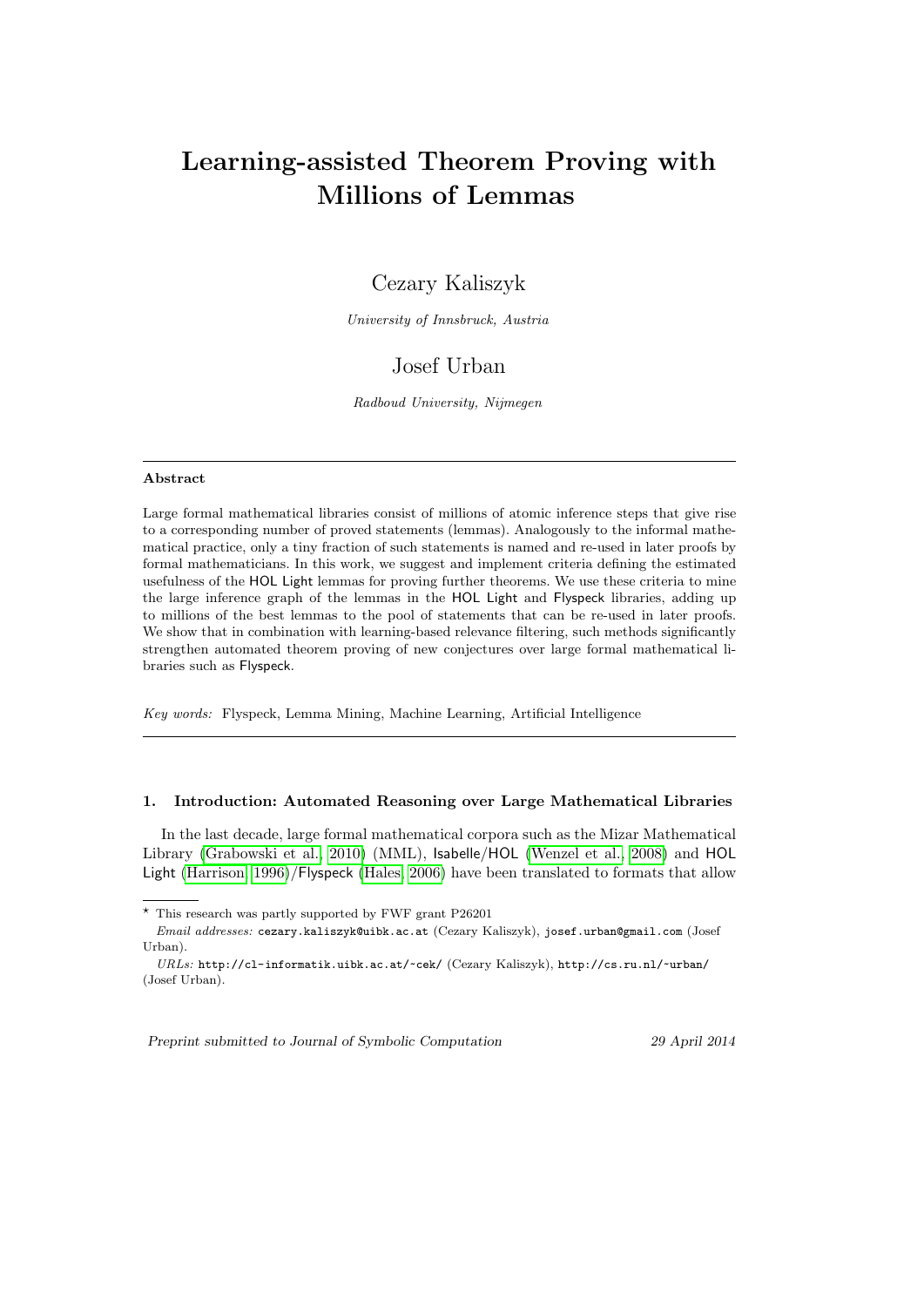# Learning-assisted Theorem Proving with Millions of Lemmas

Cezary Kaliszyk

*University of Innsbruck, Austria*

Josef Urban

*Radboud University, Nijmegen*

---

**Abstract**

Large formal mathematical libraries consist of millions of atomic inference steps that give rise to a corresponding number of proved statements (lemmas). Analogously to the informal mathematical practice, only a tiny fraction of such statements is named and re-used in later proofs by formal mathematicians. In this work, we suggest and implement criteria defining the estimated usefulness of the HOL Light lemmas for proving further theorems. We use these criteria to mine the large inference graph of the lemmas in the HOL Light and Flyspeck libraries, adding up to millions of the best lemmas to the pool of statements that can be re-used in later proofs. We show that in combination with learning-based relevance filtering, such methods significantly strengthen automated theorem proving of new conjectures over large formal mathematical libraries such as Flyspeck.

*Key words:* Flyspeck, Lemma Mining, Machine Learning, Artificial Intelligence

---

## 1. Introduction: Automated Reasoning over Large Mathematical Libraries

In the last decade, large formal mathematical corpora such as the Mizar Mathematical Library (Grabowski et al., 2010) (MML), Isabelle/HOL (Wenzel et al., 2008) and HOL Light (Harrison, 1996)/Flyspeck (Hales, 2006) have been translated to formats that allow

---

⋆ This research was partly supported by FWF grant P26201

*Email addresses:* cezary.kaliszyk@uibk.ac.at (Cezary Kaliszyk), josef.urban@gmail.com (Josef Urban).

*URLs:* http://cl-informatik.uibk.ac.at/~cek/ (Cezary Kaliszyk), http://cs.ru.nl/~urban/ (Josef Urban).

*Preprint submitted to Journal of Symbolic Computation* 29 April 2014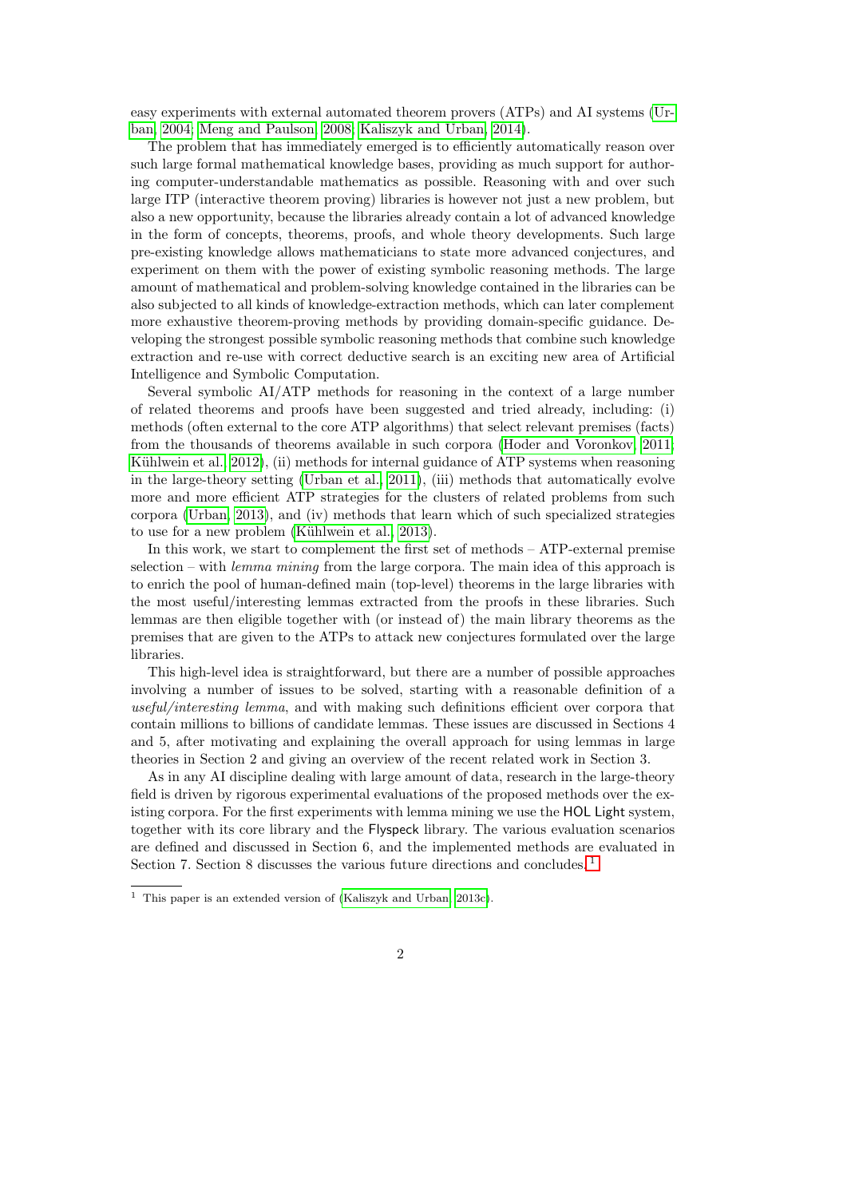easy experiments with external automated theorem provers (ATPs) and AI systems (Urban, 2004; Meng and Paulson, 2008; Kaliszyk and Urban, 2014).

The problem that has immediately emerged is to efficiently automatically reason over such large formal mathematical knowledge bases, providing as much support for authoring computer-understandable mathematics as possible. Reasoning with and over such large ITP (interactive theorem proving) libraries is however not just a new problem, but also a new opportunity, because the libraries already contain a lot of advanced knowledge in the form of concepts, theorems, proofs, and whole theory developments. Such large pre-existing knowledge allows mathematicians to state more advanced conjectures, and experiment on them with the power of existing symbolic reasoning methods. The large amount of mathematical and problem-solving knowledge contained in the libraries can be also subjected to all kinds of knowledge-extraction methods, which can later complement more exhaustive theorem-proving methods by providing domain-specific guidance. Developing the strongest possible symbolic reasoning methods that combine such knowledge extraction and re-use with correct deductive search is an exciting new area of Artificial Intelligence and Symbolic Computation.

Several symbolic AI/ATP methods for reasoning in the context of a large number of related theorems and proofs have been suggested and tried already, including: (i) methods (often external to the core ATP algorithms) that select relevant premises (facts) from the thousands of theorems available in such corpora (Hoder and Voronkov, 2011; Kühlwein et al., 2012), (ii) methods for internal guidance of ATP systems when reasoning in the large-theory setting (Urban et al., 2011), (iii) methods that automatically evolve more and more efficient ATP strategies for the clusters of related problems from such corpora (Urban, 2013), and (iv) methods that learn which of such specialized strategies to use for a new problem (Kühlwein et al., 2013).

In this work, we start to complement the first set of methods – ATP-external premise selection – with *lemma mining* from the large corpora. The main idea of this approach is to enrich the pool of human-defined main (top-level) theorems in the large libraries with the most useful/interesting lemmas extracted from the proofs in these libraries. Such lemmas are then eligible together with (or instead of) the main library theorems as the premises that are given to the ATPs to attack new conjectures formulated over the large libraries.

This high-level idea is straightforward, but there are a number of possible approaches involving a number of issues to be solved, starting with a reasonable definition of a *useful/interesting lemma*, and with making such definitions efficient over corpora that contain millions to billions of candidate lemmas. These issues are discussed in Sections 4 and 5, after motivating and explaining the overall approach for using lemmas in large theories in Section 2 and giving an overview of the recent related work in Section 3.

As in any AI discipline dealing with large amount of data, research in the large-theory field is driven by rigorous experimental evaluations of the proposed methods over the existing corpora. For the first experiments with lemma mining we use the HOL Light system, together with its core library and the Flyspeck library. The various evaluation scenarios are defined and discussed in Section 6, and the implemented methods are evaluated in Section 7. Section 8 discusses the various future directions and concludes.[1]

[1] This paper is an extended version of (Kaliszyk and Urban, 2013c).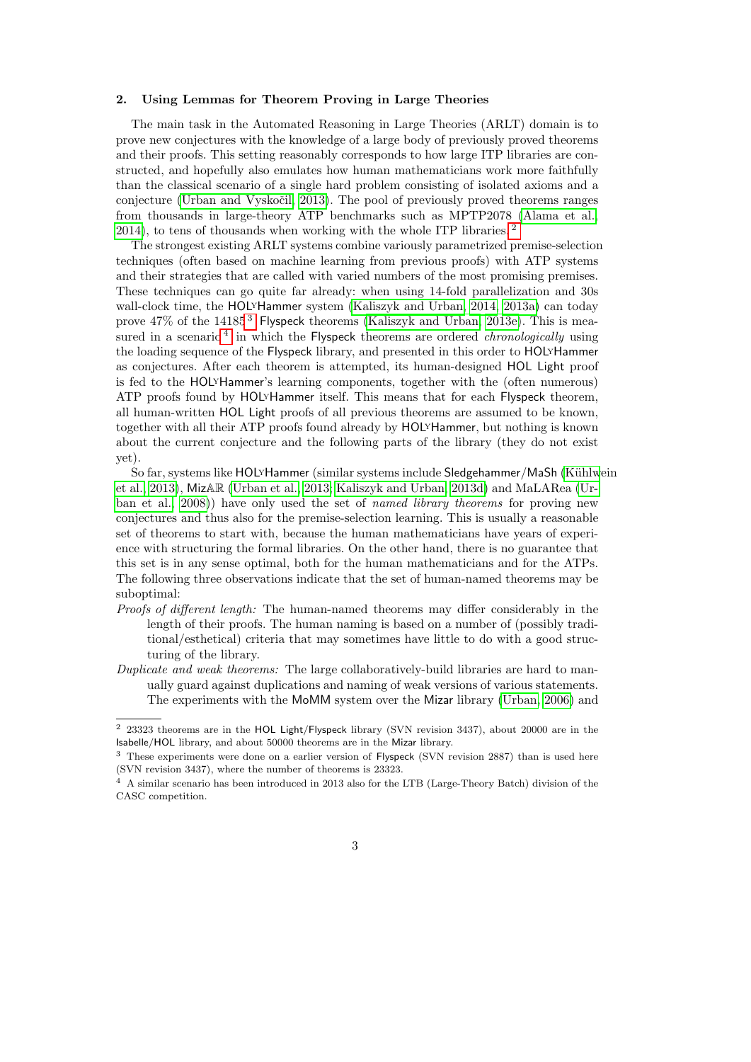## 2. Using Lemmas for Theorem Proving in Large Theories

The main task in the Automated Reasoning in Large Theories (ARLT) domain is to prove new conjectures with the knowledge of a large body of previously proved theorems and their proofs. This setting reasonably corresponds to how large ITP libraries are constructed, and hopefully also emulates how human mathematicians work more faithfully than the classical scenario of a single hard problem consisting of isolated axioms and a conjecture (Urban and Vyskočil, 2013). The pool of previously proved theorems ranges from thousands in large-theory ATP benchmarks such as MPTP2078 (Alama et al., 2014), to tens of thousands when working with the whole ITP libraries.[2]

The strongest existing ARLT systems combine variously parametrized premise-selection techniques (often based on machine learning from previous proofs) with ATP systems and their strategies that are called with varied numbers of the most promising premises. These techniques can go quite far already: when using 14-fold parallelization and 30s wall-clock time, the HOLyHammer system (Kaliszyk and Urban, 2014, 2013a) can today prove 47% of the 14185[3] Flyspeck theorems (Kaliszyk and Urban, 2013e). This is measured in a scenario[4] in which the Flyspeck theorems are ordered *chronologically* using the loading sequence of the Flyspeck library, and presented in this order to HOLyHammer as conjectures. After each theorem is attempted, its human-designed HOL Light proof is fed to the HOLyHammer's learning components, together with the (often numerous) ATP proofs found by HOLyHammer itself. This means that for each Flyspeck theorem, all human-written HOL Light proofs of all previous theorems are assumed to be known, together with all their ATP proofs found already by HOLyHammer, but nothing is known about the current conjecture and the following parts of the library (they do not exist yet).

So far, systems like HOLyHammer (similar systems include Sledgehammer/MaSh (Kühlwein et al., 2013), MizAR (Urban et al., 2013; Kaliszyk and Urban, 2013d) and MaLARea (Urban et al., 2008)) have only used the set of *named library theorems* for proving new conjectures and thus also for the premise-selection learning. This is usually a reasonable set of theorems to start with, because the human mathematicians have years of experience with structuring the formal libraries. On the other hand, there is no guarantee that this set is in any sense optimal, both for the human mathematicians and for the ATPs. The following three observations indicate that the set of human-named theorems may be suboptimal:

*Proofs of different length:* The human-named theorems may differ considerably in the length of their proofs. The human naming is based on a number of (possibly traditional/esthetical) criteria that may sometimes have little to do with a good structuring of the library.

*Duplicate and weak theorems:* The large collaboratively-build libraries are hard to manually guard against duplications and naming of weak versions of various statements. The experiments with the MoMM system over the Mizar library (Urban, 2006) and

---

[2] 23323 theorems are in the HOL Light/Flyspeck library (SVN revision 3437), about 20000 are in the Isabelle/HOL library, and about 50000 theorems are in the Mizar library.

[3] These experiments were done on a earlier version of Flyspeck (SVN revision 2887) than is used here (SVN revision 3437), where the number of theorems is 23323.

[4] A similar scenario has been introduced in 2013 also for the LTB (Large-Theory Batch) division of the CASC competition.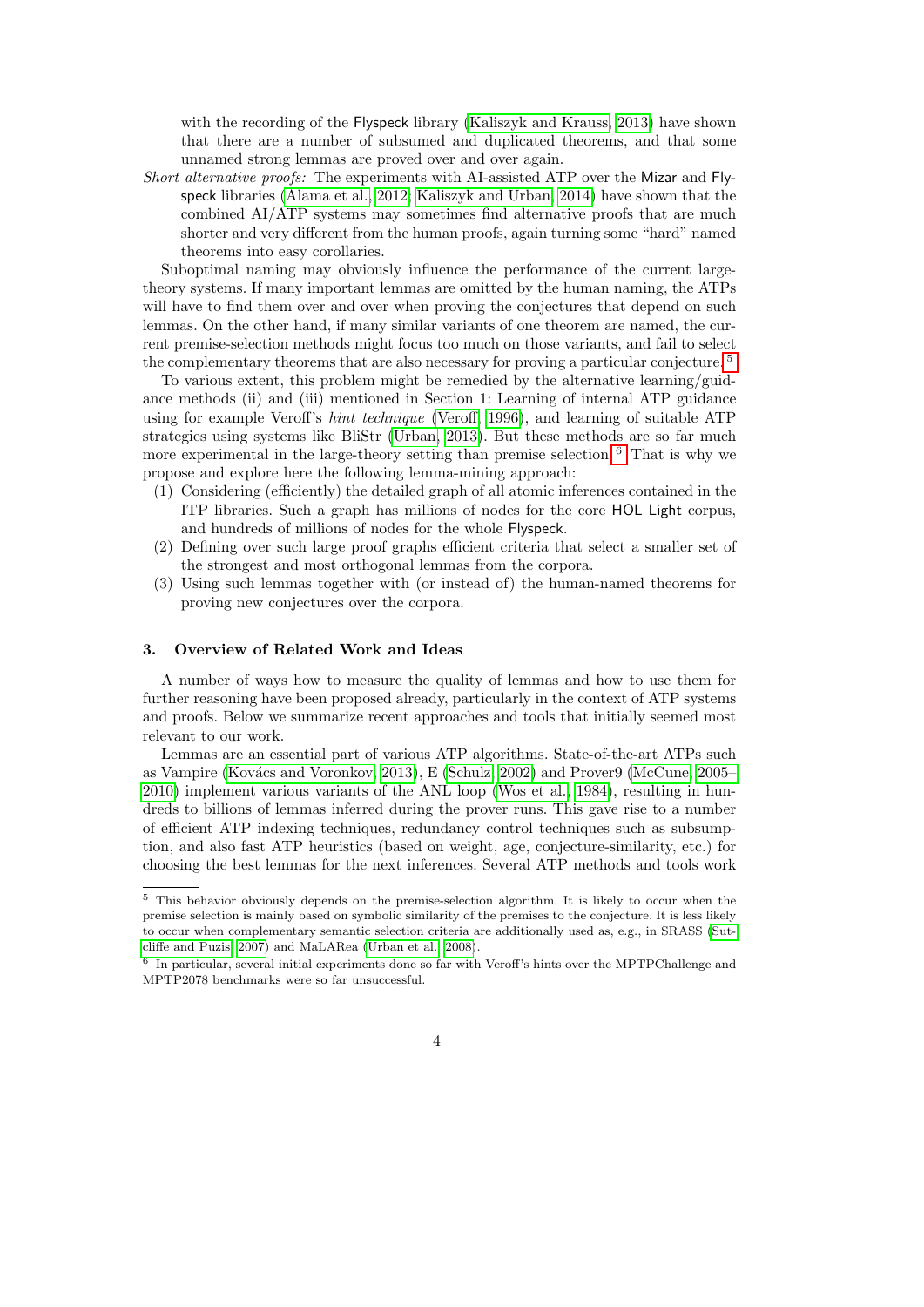with the recording of the Flyspeck library (Kaliszyk and Krauss, 2013) have shown that there are a number of subsumed and duplicated theorems, and that some unnamed strong lemmas are proved over and over again.

*Short alternative proofs:* The experiments with AI-assisted ATP over the Mizar and Flyspeck libraries (Alama et al., 2012; Kaliszyk and Urban, 2014) have shown that the combined AI/ATP systems may sometimes find alternative proofs that are much shorter and very different from the human proofs, again turning some "hard" named theorems into easy corollaries.

Suboptimal naming may obviously influence the performance of the current large-theory systems. If many important lemmas are omitted by the human naming, the ATPs will have to find them over and over when proving the conjectures that depend on such lemmas. On the other hand, if many similar variants of one theorem are named, the current premise-selection methods might focus too much on those variants, and fail to select the complementary theorems that are also necessary for proving a particular conjecture.[5]

To various extent, this problem might be remedied by the alternative learning/guidance methods (ii) and (iii) mentioned in Section 1: Learning of internal ATP guidance using for example Veroff's *hint technique* (Veroff, 1996), and learning of suitable ATP strategies using systems like BliStr (Urban, 2013). But these methods are so far much more experimental in the large-theory setting than premise selection.[6] That is why we propose and explore here the following lemma-mining approach:

(1) Considering (efficiently) the detailed graph of all atomic inferences contained in the ITP libraries. Such a graph has millions of nodes for the core HOL Light corpus, and hundreds of millions of nodes for the whole Flyspeck.
(2) Defining over such large proof graphs efficient criteria that select a smaller set of the strongest and most orthogonal lemmas from the corpora.
(3) Using such lemmas together with (or instead of) the human-named theorems for proving new conjectures over the corpora.

## 3. Overview of Related Work and Ideas

A number of ways how to measure the quality of lemmas and how to use them for further reasoning have been proposed already, particularly in the context of ATP systems and proofs. Below we summarize recent approaches and tools that initially seemed most relevant to our work.

Lemmas are an essential part of various ATP algorithms. State-of-the-art ATPs such as Vampire (Kovács and Voronkov, 2013), E (Schulz, 2002) and Prover9 (McCune, 2005–2010) implement various variants of the ANL loop (Wos et al., 1984), resulting in hundreds to billions of lemmas inferred during the prover runs. This gave rise to a number of efficient ATP indexing techniques, redundancy control techniques such as subsumption, and also fast ATP heuristics (based on weight, age, conjecture-similarity, etc.) for choosing the best lemmas for the next inferences. Several ATP methods and tools work

---

[5] This behavior obviously depends on the premise-selection algorithm. It is likely to occur when the premise selection is mainly based on symbolic similarity of the premises to the conjecture. It is less likely to occur when complementary semantic selection criteria are additionally used as, e.g., in SRASS (Sutcliffe and Puzis, 2007) and MaLARea (Urban et al., 2008).

[6] In particular, several initial experiments done so far with Veroff's hints over the MPTPChallenge and MPTP2078 benchmarks were so far unsuccessful.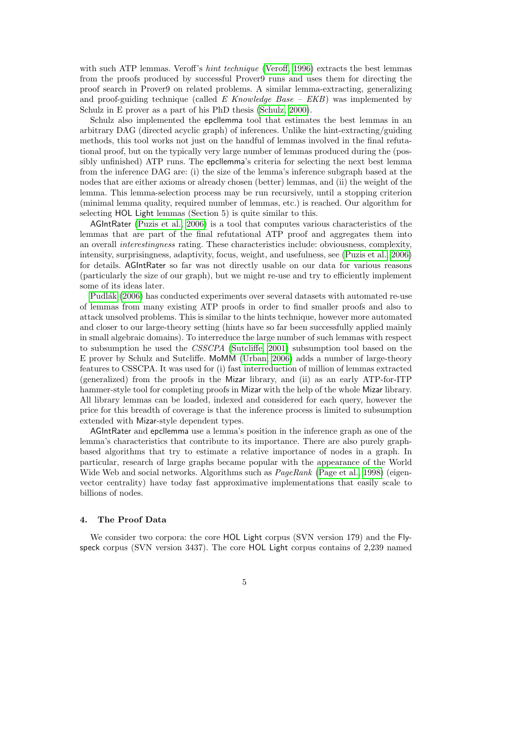with such ATP lemmas. Veroff's *hint technique* (Veroff, 1996) extracts the best lemmas from the proofs produced by successful Prover9 runs and uses them for directing the proof search in Prover9 on related problems. A similar lemma-extracting, generalizing and proof-guiding technique (called *E Knowledge Base – EKB*) was implemented by Schulz in E prover as a part of his PhD thesis (Schulz, 2000).

Schulz also implemented the epcllemma tool that estimates the best lemmas in an arbitrary DAG (directed acyclic graph) of inferences. Unlike the hint-extracting/guiding methods, this tool works not just on the handful of lemmas involved in the final refutational proof, but on the typically very large number of lemmas produced during the (possibly unfinished) ATP runs. The epcllemma's criteria for selecting the next best lemma from the inference DAG are: (i) the size of the lemma's inference subgraph based at the nodes that are either axioms or already chosen (better) lemmas, and (ii) the weight of the lemma. This lemma-selection process may be run recursively, until a stopping criterion (minimal lemma quality, required number of lemmas, etc.) is reached. Our algorithm for selecting HOL Light lemmas (Section 5) is quite similar to this.

AGIntRater (Puzis et al., 2006) is a tool that computes various characteristics of the lemmas that are part of the final refutational ATP proof and aggregates them into an overall *interestingness* rating. These characteristics include: obviousness, complexity, intensity, surprisingness, adaptivity, focus, weight, and usefulness, see (Puzis et al., 2006) for details. AGIntRater so far was not directly usable on our data for various reasons (particularly the size of our graph), but we might re-use and try to efficiently implement some of its ideas later.

Pudlák (2006) has conducted experiments over several datasets with automated re-use of lemmas from many existing ATP proofs in order to find smaller proofs and also to attack unsolved problems. This is similar to the hints technique, however more automated and closer to our large-theory setting (hints have so far been successfully applied mainly in small algebraic domains). To interreduce the large number of such lemmas with respect to subsumption he used the *CSSCPA* (Sutcliffe, 2001) subsumption tool based on the E prover by Schulz and Sutcliffe. MoMM (Urban, 2006) adds a number of large-theory features to CSSCPA. It was used for (i) fast interreduction of million of lemmas extracted (generalized) from the proofs in the Mizar library, and (ii) as an early ATP-for-ITP hammer-style tool for completing proofs in Mizar with the help of the whole Mizar library. All library lemmas can be loaded, indexed and considered for each query, however the price for this breadth of coverage is that the inference process is limited to subsumption extended with Mizar-style dependent types.

AGIntRater and epcllemma use a lemma's position in the inference graph as one of the lemma's characteristics that contribute to its importance. There are also purely graph-based algorithms that try to estimate a relative importance of nodes in a graph. In particular, research of large graphs became popular with the appearance of the World Wide Web and social networks. Algorithms such as *PageRank* (Page et al., 1998) (eigenvector centrality) have today fast approximative implementations that easily scale to billions of nodes.

## 4. The Proof Data

We consider two corpora: the core HOL Light corpus (SVN version 179) and the Flyspeck corpus (SVN version 3437). The core HOL Light corpus contains of 2,239 named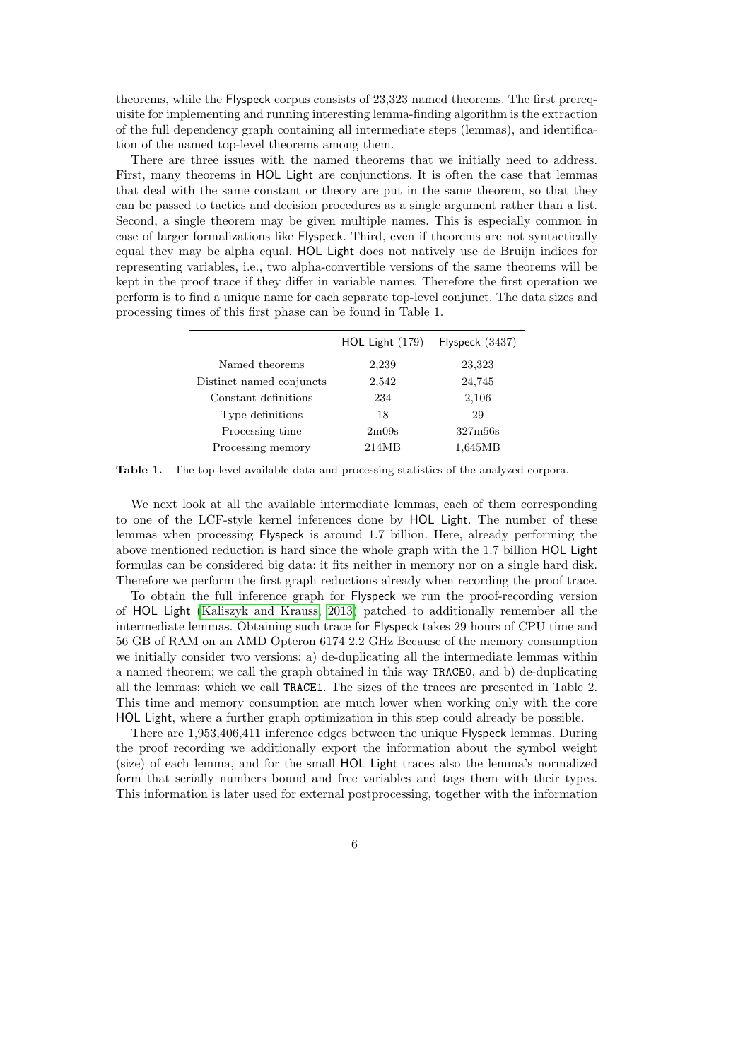theorems, while the Flyspeck corpus consists of 23,323 named theorems. The first prerequisite for implementing and running interesting lemma-finding algorithm is the extraction of the full dependency graph containing all intermediate steps (lemmas), and identification of the named top-level theorems among them.

There are three issues with the named theorems that we initially need to address. First, many theorems in HOL Light are conjunctions. It is often the case that lemmas that deal with the same constant or theory are put in the same theorem, so that they can be passed to tactics and decision procedures as a single argument rather than a list. Second, a single theorem may be given multiple names. This is especially common in case of larger formalizations like Flyspeck. Third, even if theorems are not syntactically equal they may be alpha equal. HOL Light does not natively use de Bruijn indices for representing variables, i.e., two alpha-convertible versions of the same theorems will be kept in the proof trace if they differ in variable names. Therefore the first operation we perform is to find a unique name for each separate top-level conjunct. The data sizes and processing times of this first phase can be found in Table 1.

| | HOL Light (179) | Flyspeck (3437) |
|---|---|---|
| Named theorems | 2,239 | 23,323 |
| Distinct named conjuncts | 2,542 | 24,745 |
| Constant definitions | 234 | 2,106 |
| Type definitions | 18 | 29 |
| Processing time | 2m09s | 327m56s |
| Processing memory | 214MB | 1,645MB |

**Table 1.** The top-level available data and processing statistics of the analyzed corpora.

We next look at all the available intermediate lemmas, each of them corresponding to one of the LCF-style kernel inferences done by HOL Light. The number of these lemmas when processing Flyspeck is around 1.7 billion. Here, already performing the above mentioned reduction is hard since the whole graph with the 1.7 billion HOL Light formulas can be considered big data: it fits neither in memory nor on a single hard disk. Therefore we perform the first graph reductions already when recording the proof trace.

To obtain the full inference graph for Flyspeck we run the proof-recording version of HOL Light (Kaliszyk and Krauss, 2013) patched to additionally remember all the intermediate lemmas. Obtaining such trace for Flyspeck takes 29 hours of CPU time and 56 GB of RAM on an AMD Opteron 6174 2.2 GHz Because of the memory consumption we initially consider two versions: a) de-duplicating all the intermediate lemmas within a named theorem; we call the graph obtained in this way TRACE0, and b) de-duplicating all the lemmas; which we call TRACE1. The sizes of the traces are presented in Table 2. This time and memory consumption are much lower when working only with the core HOL Light, where a further graph optimization in this step could already be possible.

There are 1,953,406,411 inference edges between the unique Flyspeck lemmas. During the proof recording we additionally export the information about the symbol weight (size) of each lemma, and for the small HOL Light traces also the lemma's normalized form that serially numbers bound and free variables and tags them with their types. This information is later used for external postprocessing, together with the information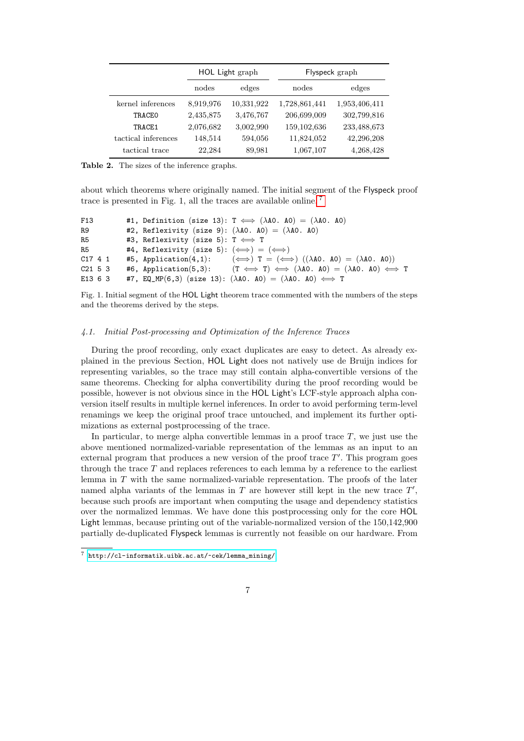| | HOL Light graph | | Flyspeck graph | |
|---|---|---|---|---|
| | nodes | edges | nodes | edges |
| kernel inferences | 8,919,976 | 10,331,922 | 1,728,861,441 | 1,953,406,411 |
| `TRACE0` | 2,435,875 | 3,476,767 | 206,699,009 | 302,799,816 |
| `TRACE1` | 2,076,682 | 3,002,990 | 159,102,636 | 233,488,673 |
| tactical inferences | 148,514 | 594,056 | 11,824,052 | 42,296,208 |
| tactical trace | 22,284 | 89,981 | 1,067,107 | 4,268,428 |

**Table 2.** The sizes of the inference graphs.

about which theorems where originally named. The initial segment of the Flyspeck proof trace is presented in Fig. 1, all the traces are available online.[7]

```
F13        #1, Definition (size 13): T ⟺ (λA0. A0) = (λA0. A0)
R9         #2, Reflexivity (size 9): (λA0. A0) = (λA0. A0)
R5         #3, Reflexivity (size 5): T ⟺ T
R5         #4, Reflexivity (size 5): (⟺) = (⟺)
C17 4 1    #5, Application(4,1):     (⟺) T = (⟺) ((λA0. A0) = (λA0. A0))
C21 5 3    #6, Application(5,3):     (T ⟺ T) ⟺ (λA0. A0) = (λA0. A0) ⟺ T
E13 6 3    #7, EQ_MP(6,3) (size 13): (λA0. A0) = (λA0. A0) ⟺ T
```

Fig. 1. Initial segment of the HOL Light theorem trace commented with the numbers of the steps and the theorems derived by the steps.

### *4.1. Initial Post-processing and Optimization of the Inference Traces*

During the proof recording, only exact duplicates are easy to detect. As already explained in the previous Section, HOL Light does not natively use de Bruijn indices for representing variables, so the trace may still contain alpha-convertible versions of the same theorems. Checking for alpha convertibility during the proof recording would be possible, however is not obvious since in the HOL Light's LCF-style approach alpha conversion itself results in multiple kernel inferences. In order to avoid performing term-level renamings we keep the original proof trace untouched, and implement its further optimizations as external postprocessing of the trace.

In particular, to merge alpha convertible lemmas in a proof trace $T$, we just use the above mentioned normalized-variable representation of the lemmas as an input to an external program that produces a new version of the proof trace $T'$. This program goes through the trace $T$ and replaces references to each lemma by a reference to the earliest lemma in $T$ with the same normalized-variable representation. The proofs of the later named alpha variants of the lemmas in $T$ are however still kept in the new trace $T'$, because such proofs are important when computing the usage and dependency statistics over the normalized lemmas. We have done this postprocessing only for the core HOL Light lemmas, because printing out of the variable-normalized version of the 150,142,900 partially de-duplicated Flyspeck lemmas is currently not feasible on our hardware. From

[7] http://cl-informatik.uibk.ac.at/~cek/lemma_mining/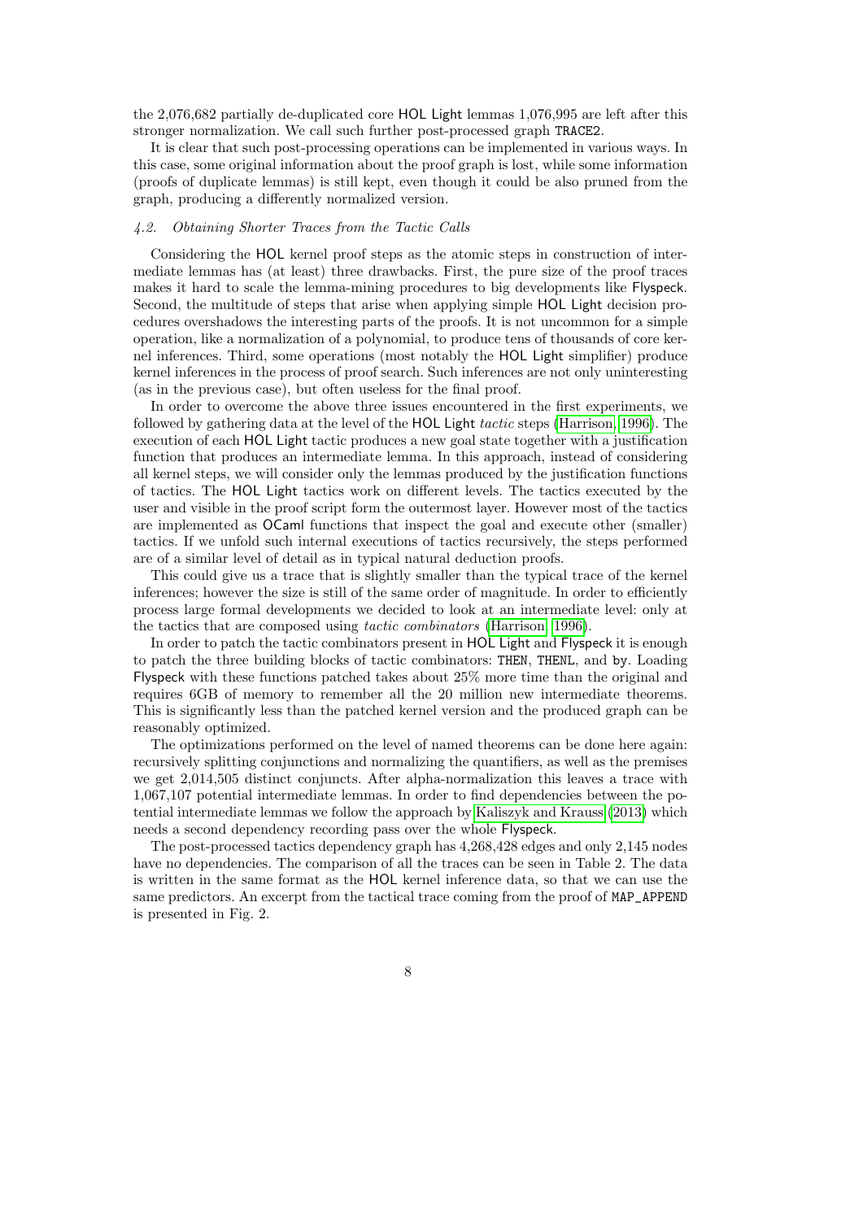the 2,076,682 partially de-duplicated core HOL Light lemmas 1,076,995 are left after this stronger normalization. We call such further post-processed graph TRACE2.

It is clear that such post-processing operations can be implemented in various ways. In this case, some original information about the proof graph is lost, while some information (proofs of duplicate lemmas) is still kept, even though it could be also pruned from the graph, producing a differently normalized version.

### *4.2. Obtaining Shorter Traces from the Tactic Calls*

Considering the HOL kernel proof steps as the atomic steps in construction of intermediate lemmas has (at least) three drawbacks. First, the pure size of the proof traces makes it hard to scale the lemma-mining procedures to big developments like Flyspeck. Second, the multitude of steps that arise when applying simple HOL Light decision procedures overshadows the interesting parts of the proofs. It is not uncommon for a simple operation, like a normalization of a polynomial, to produce tens of thousands of core kernel inferences. Third, some operations (most notably the HOL Light simplifier) produce kernel inferences in the process of proof search. Such inferences are not only uninteresting (as in the previous case), but often useless for the final proof.

In order to overcome the above three issues encountered in the first experiments, we followed by gathering data at the level of the HOL Light *tactic* steps (Harrison, 1996). The execution of each HOL Light tactic produces a new goal state together with a justification function that produces an intermediate lemma. In this approach, instead of considering all kernel steps, we will consider only the lemmas produced by the justification functions of tactics. The HOL Light tactics work on different levels. The tactics executed by the user and visible in the proof script form the outermost layer. However most of the tactics are implemented as OCaml functions that inspect the goal and execute other (smaller) tactics. If we unfold such internal executions of tactics recursively, the steps performed are of a similar level of detail as in typical natural deduction proofs.

This could give us a trace that is slightly smaller than the typical trace of the kernel inferences; however the size is still of the same order of magnitude. In order to efficiently process large formal developments we decided to look at an intermediate level: only at the tactics that are composed using *tactic combinators* (Harrison, 1996).

In order to patch the tactic combinators present in HOL Light and Flyspeck it is enough to patch the three building blocks of tactic combinators: THEN, THENL, and by. Loading Flyspeck with these functions patched takes about 25% more time than the original and requires 6GB of memory to remember all the 20 million new intermediate theorems. This is significantly less than the patched kernel version and the produced graph can be reasonably optimized.

The optimizations performed on the level of named theorems can be done here again: recursively splitting conjunctions and normalizing the quantifiers, as well as the premises we get 2,014,505 distinct conjuncts. After alpha-normalization this leaves a trace with 1,067,107 potential intermediate lemmas. In order to find dependencies between the potential intermediate lemmas we follow the approach by Kaliszyk and Krauss (2013) which needs a second dependency recording pass over the whole Flyspeck.

The post-processed tactics dependency graph has 4,268,428 edges and only 2,145 nodes have no dependencies. The comparison of all the traces can be seen in Table 2. The data is written in the same format as the HOL kernel inference data, so that we can use the same predictors. An excerpt from the tactical trace coming from the proof of MAP_APPEND is presented in Fig. 2.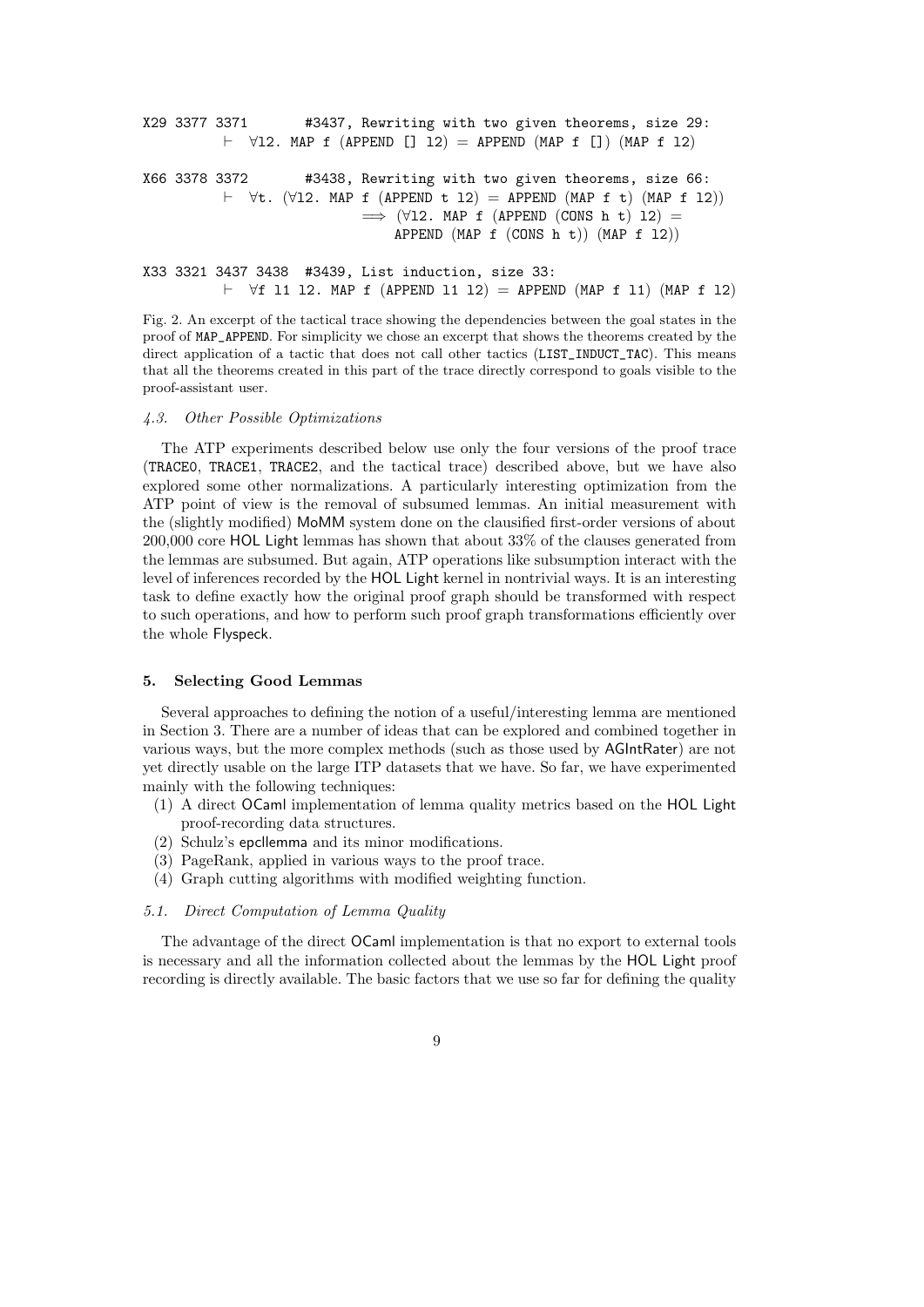```
X29 3377 3371        #3437, Rewriting with two given theorems, size 29:
          ⊢  ∀l2. MAP f (APPEND [] l2) = APPEND (MAP f []) (MAP f l2)

X66 3378 3372        #3438, Rewriting with two given theorems, size 66:
          ⊢  ∀t. (∀l2. MAP f (APPEND t l2) = APPEND (MAP f t) (MAP f l2))
                        ⟹ (∀l2. MAP f (APPEND (CONS h t) l2) =
                            APPEND (MAP f (CONS h t)) (MAP f l2))

X33 3321 3437 3438  #3439, List induction, size 33:
          ⊢  ∀f l1 l2. MAP f (APPEND l1 l2) = APPEND (MAP f l1) (MAP f l2)
```

Fig. 2. An excerpt of the tactical trace showing the dependencies between the goal states in the proof of MAP_APPEND. For simplicity we chose an excerpt that shows the theorems created by the direct application of a tactic that does not call other tactics (LIST_INDUCT_TAC). This means that all the theorems created in this part of the trace directly correspond to goals visible to the proof-assistant user.

### *4.3. Other Possible Optimizations*

The ATP experiments described below use only the four versions of the proof trace (TRACE0, TRACE1, TRACE2, and the tactical trace) described above, but we have also explored some other normalizations. A particularly interesting optimization from the ATP point of view is the removal of subsumed lemmas. An initial measurement with the (slightly modified) MoMM system done on the clausified first-order versions of about 200,000 core HOL Light lemmas has shown that about 33% of the clauses generated from the lemmas are subsumed. But again, ATP operations like subsumption interact with the level of inferences recorded by the HOL Light kernel in nontrivial ways. It is an interesting task to define exactly how the original proof graph should be transformed with respect to such operations, and how to perform such proof graph transformations efficiently over the whole Flyspeck.

## 5. Selecting Good Lemmas

Several approaches to defining the notion of a useful/interesting lemma are mentioned in Section 3. There are a number of ideas that can be explored and combined together in various ways, but the more complex methods (such as those used by AGIntRater) are not yet directly usable on the large ITP datasets that we have. So far, we have experimented mainly with the following techniques:

1. A direct OCaml implementation of lemma quality metrics based on the HOL Light proof-recording data structures.
2. Schulz's epcllemma and its minor modifications.
3. PageRank, applied in various ways to the proof trace.
4. Graph cutting algorithms with modified weighting function.

### *5.1. Direct Computation of Lemma Quality*

The advantage of the direct OCaml implementation is that no export to external tools is necessary and all the information collected about the lemmas by the HOL Light proof recording is directly available. The basic factors that we use so far for defining the quality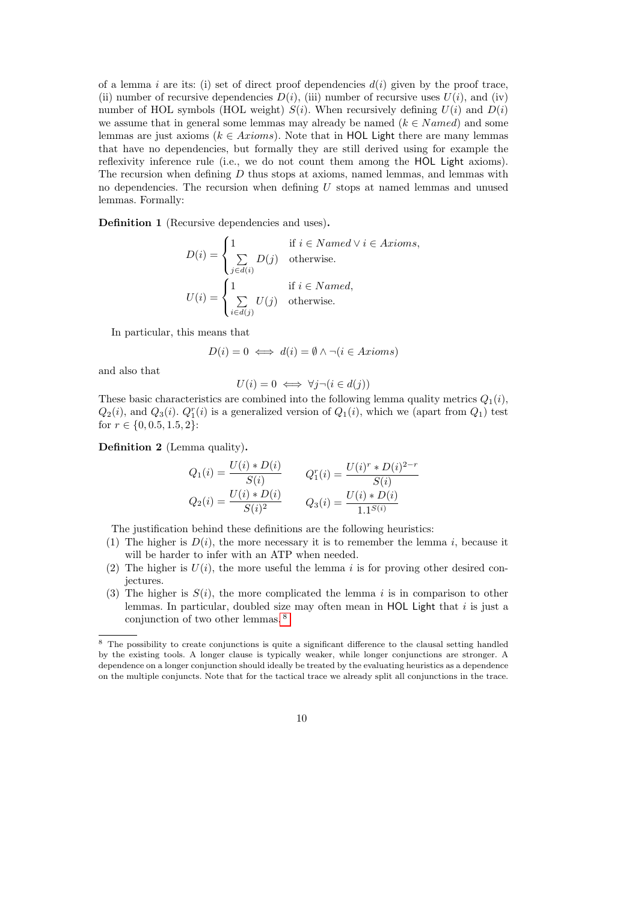of a lemma $i$ are its: (i) set of direct proof dependencies $d(i)$ given by the proof trace, (ii) number of recursive dependencies $D(i)$, (iii) number of recursive uses $U(i)$, and (iv) number of HOL symbols (HOL weight) $S(i)$. When recursively defining $U(i)$ and $D(i)$ we assume that in general some lemmas may already be named ($k \in Named$) and some lemmas are just axioms ($k \in Axioms$). Note that in HOL Light there are many lemmas that have no dependencies, but formally they are still derived using for example the reflexivity inference rule (i.e., we do not count them among the HOL Light axioms). The recursion when defining $D$ thus stops at axioms, named lemmas, and lemmas with no dependencies. The recursion when defining $U$ stops at named lemmas and unused lemmas. Formally:

**Definition 1** (Recursive dependencies and uses)**.**

$$D(i) = \begin{cases} 1 & \text{if } i \in Named \vee i \in Axioms, \\ \sum_{j \in d(i)} D(j) & \text{otherwise.} \end{cases}$$

$$U(i) = \begin{cases} 1 & \text{if } i \in Named, \\ \sum_{i \in d(j)} U(j) & \text{otherwise.} \end{cases}$$

In particular, this means that

$$D(i) = 0 \iff d(i) = \emptyset \wedge \neg(i \in Axioms)$$

and also that

$$U(i) = 0 \iff \forall j \neg(i \in d(j))$$

These basic characteristics are combined into the following lemma quality metrics $Q_1(i)$, $Q_2(i)$, and $Q_3(i)$. $Q_1^r(i)$ is a generalized version of $Q_1(i)$, which we (apart from $Q_1$) test for $r \in \{0, 0.5, 1.5, 2\}$:

**Definition 2** (Lemma quality)**.**

$$Q_1(i) = \frac{U(i) * D(i)}{S(i)} \qquad Q_1^r(i) = \frac{U(i)^r * D(i)^{2-r}}{S(i)}$$

$$Q_2(i) = \frac{U(i) * D(i)}{S(i)^2} \qquad Q_3(i) = \frac{U(i) * D(i)}{1.1^{S(i)}}$$

The justification behind these definitions are the following heuristics:

(1) The higher is $D(i)$, the more necessary it is to remember the lemma $i$, because it will be harder to infer with an ATP when needed.
(2) The higher is $U(i)$, the more useful the lemma $i$ is for proving other desired conjectures.
(3) The higher is $S(i)$, the more complicated the lemma $i$ is in comparison to other lemmas. In particular, doubled size may often mean in HOL Light that $i$ is just a conjunction of two other lemmas.[8]

---

[8] The possibility to create conjunctions is quite a significant difference to the clausal setting handled by the existing tools. A longer clause is typically weaker, while longer conjunctions are stronger. A dependence on a longer conjunction should ideally be treated by the evaluating heuristics as a dependence on the multiple conjuncts. Note that for the tactical trace we already split all conjunctions in the trace.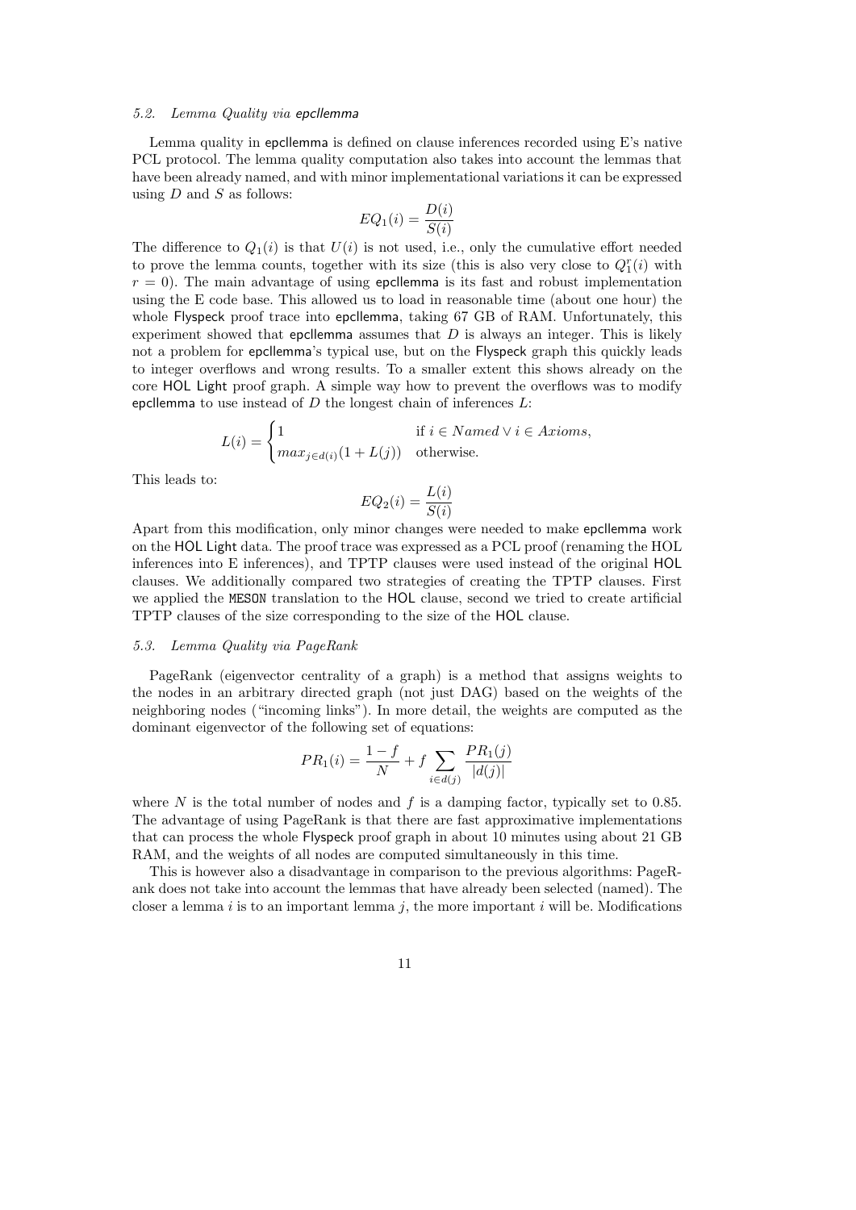### 5.2. Lemma Quality via epcllemma

Lemma quality in epcllemma is defined on clause inferences recorded using E's native PCL protocol. The lemma quality computation also takes into account the lemmas that have been already named, and with minor implementational variations it can be expressed using $D$ and $S$ as follows:

$$EQ_1(i) = \frac{D(i)}{S(i)}$$

The difference to $Q_1(i)$ is that $U(i)$ is not used, i.e., only the cumulative effort needed to prove the lemma counts, together with its size (this is also very close to $Q_1^r(i)$ with $r = 0$). The main advantage of using epcllemma is its fast and robust implementation using the E code base. This allowed us to load in reasonable time (about one hour) the whole Flyspeck proof trace into epcllemma, taking 67 GB of RAM. Unfortunately, this experiment showed that epcllemma assumes that $D$ is always an integer. This is likely not a problem for epcllemma's typical use, but on the Flyspeck graph this quickly leads to integer overflows and wrong results. To a smaller extent this shows already on the core HOL Light proof graph. A simple way how to prevent the overflows was to modify epcllemma to use instead of $D$ the longest chain of inferences $L$:

$$L(i) = \begin{cases} 1 & \text{if } i \in Named \vee i \in Axioms, \\ max_{j \in d(i)}(1 + L(j)) & \text{otherwise.} \end{cases}$$

This leads to:

$$EQ_2(i) = \frac{L(i)}{S(i)}$$

Apart from this modification, only minor changes were needed to make epcllemma work on the HOL Light data. The proof trace was expressed as a PCL proof (renaming the HOL inferences into E inferences), and TPTP clauses were used instead of the original HOL clauses. We additionally compared two strategies of creating the TPTP clauses. First we applied the MESON translation to the HOL clause, second we tried to create artificial TPTP clauses of the size corresponding to the size of the HOL clause.

### 5.3. Lemma Quality via PageRank

PageRank (eigenvector centrality of a graph) is a method that assigns weights to the nodes in an arbitrary directed graph (not just DAG) based on the weights of the neighboring nodes ("incoming links"). In more detail, the weights are computed as the dominant eigenvector of the following set of equations:

$$PR_1(i) = \frac{1-f}{N} + f \sum_{i \in d(j)} \frac{PR_1(j)}{|d(j)|}$$

where $N$ is the total number of nodes and $f$ is a damping factor, typically set to 0.85. The advantage of using PageRank is that there are fast approximative implementations that can process the whole Flyspeck proof graph in about 10 minutes using about 21 GB RAM, and the weights of all nodes are computed simultaneously in this time.

This is however also a disadvantage in comparison to the previous algorithms: PageRank does not take into account the lemmas that have already been selected (named). The closer a lemma $i$ is to an important lemma $j$, the more important $i$ will be. Modifications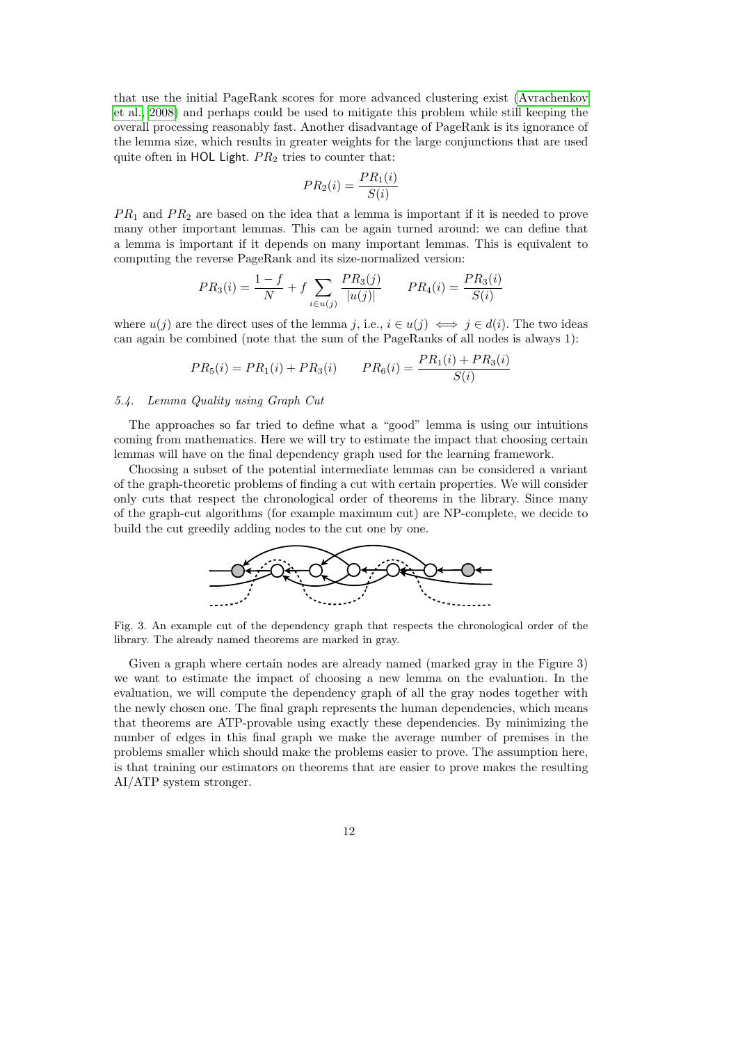that use the initial PageRank scores for more advanced clustering exist (Avrachenkov et al., 2008) and perhaps could be used to mitigate this problem while still keeping the overall processing reasonably fast. Another disadvantage of PageRank is its ignorance of the lemma size, which results in greater weights for the large conjunctions that are used quite often in HOL Light. $PR_2$ tries to counter that:

$$PR_2(i) = \frac{PR_1(i)}{S(i)}$$

$PR_1$ and $PR_2$ are based on the idea that a lemma is important if it is needed to prove many other important lemmas. This can be again turned around: we can define that a lemma is important if it depends on many important lemmas. This is equivalent to computing the reverse PageRank and its size-normalized version:

$$PR_3(i) = \frac{1-f}{N} + f \sum_{i \in u(j)} \frac{PR_3(j)}{|u(j)|} \qquad PR_4(i) = \frac{PR_3(i)}{S(i)}$$

where $u(j)$ are the direct uses of the lemma $j$, i.e., $i \in u(j) \iff j \in d(i)$. The two ideas can again be combined (note that the sum of the PageRanks of all nodes is always 1):

$$PR_5(i) = PR_1(i) + PR_3(i) \qquad PR_6(i) = \frac{PR_1(i) + PR_3(i)}{S(i)}$$

### *5.4. Lemma Quality using Graph Cut*

The approaches so far tried to define what a "good" lemma is using our intuitions coming from mathematics. Here we will try to estimate the impact that choosing certain lemmas will have on the final dependency graph used for the learning framework.

Choosing a subset of the potential intermediate lemmas can be considered a variant of the graph-theoretic problems of finding a cut with certain properties. We will consider only cuts that respect the chronological order of theorems in the library. Since many of the graph-cut algorithms (for example maximum cut) are NP-complete, we decide to build the cut greedily adding nodes to the cut one by one.

Fig. 3. An example cut of the dependency graph that respects the chronological order of the library. The already named theorems are marked in gray.

Given a graph where certain nodes are already named (marked gray in the Figure 3) we want to estimate the impact of choosing a new lemma on the evaluation. In the evaluation, we will compute the dependency graph of all the gray nodes together with the newly chosen one. The final graph represents the human dependencies, which means that theorems are ATP-provable using exactly these dependencies. By minimizing the number of edges in this final graph we make the average number of premises in the problems smaller which should make the problems easier to prove. The assumption here, is that training our estimators on theorems that are easier to prove makes the resulting AI/ATP system stronger.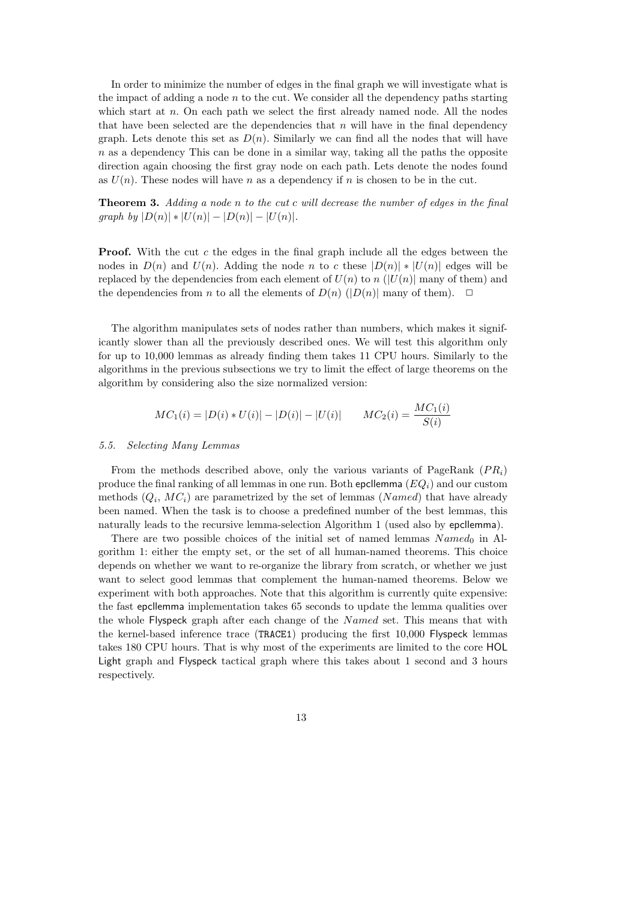In order to minimize the number of edges in the final graph we will investigate what is the impact of adding a node $n$ to the cut. We consider all the dependency paths starting which start at $n$. On each path we select the first already named node. All the nodes that have been selected are the dependencies that $n$ will have in the final dependency graph. Lets denote this set as $D(n)$. Similarly we can find all the nodes that will have $n$ as a dependency This can be done in a similar way, taking all the paths the opposite direction again choosing the first gray node on each path. Lets denote the nodes found as $U(n)$. These nodes will have $n$ as a dependency if $n$ is chosen to be in the cut.

**Theorem 3.** *Adding a node $n$ to the cut $c$ will decrease the number of edges in the final graph by $|D(n)| * |U(n)| - |D(n)| - |U(n)|$.*

**Proof.** With the cut $c$ the edges in the final graph include all the edges between the nodes in $D(n)$ and $U(n)$. Adding the node $n$ to $c$ these $|D(n)| * |U(n)|$ edges will be replaced by the dependencies from each element of $U(n)$ to $n$ ($|U(n)|$ many of them) and the dependencies from $n$ to all the elements of $D(n)$ ($|D(n)|$ many of them). $\square$

The algorithm manipulates sets of nodes rather than numbers, which makes it significantly slower than all the previously described ones. We will test this algorithm only for up to 10,000 lemmas as already finding them takes 11 CPU hours. Similarly to the algorithms in the previous subsections we try to limit the effect of large theorems on the algorithm by considering also the size normalized version:

$$MC_1(i) = |D(i) * U(i)| - |D(i)| - |U(i)| \qquad MC_2(i) = \frac{MC_1(i)}{S(i)}$$

### *5.5. Selecting Many Lemmas*

From the methods described above, only the various variants of PageRank ($PR_i$) produce the final ranking of all lemmas in one run. Both epcllemma ($EQ_i$) and our custom methods ($Q_i$, $MC_i$) are parametrized by the set of lemmas ($Named$) that have already been named. When the task is to choose a predefined number of the best lemmas, this naturally leads to the recursive lemma-selection Algorithm 1 (used also by epcllemma).

There are two possible choices of the initial set of named lemmas $Named_0$ in Algorithm 1: either the empty set, or the set of all human-named theorems. This choice depends on whether we want to re-organize the library from scratch, or whether we just want to select good lemmas that complement the human-named theorems. Below we experiment with both approaches. Note that this algorithm is currently quite expensive: the fast epcllemma implementation takes 65 seconds to update the lemma qualities over the whole Flyspeck graph after each change of the $Named$ set. This means that with the kernel-based inference trace (`TRACE1`) producing the first 10,000 Flyspeck lemmas takes 180 CPU hours. That is why most of the experiments are limited to the core HOL Light graph and Flyspeck tactical graph where this takes about 1 second and 3 hours respectively.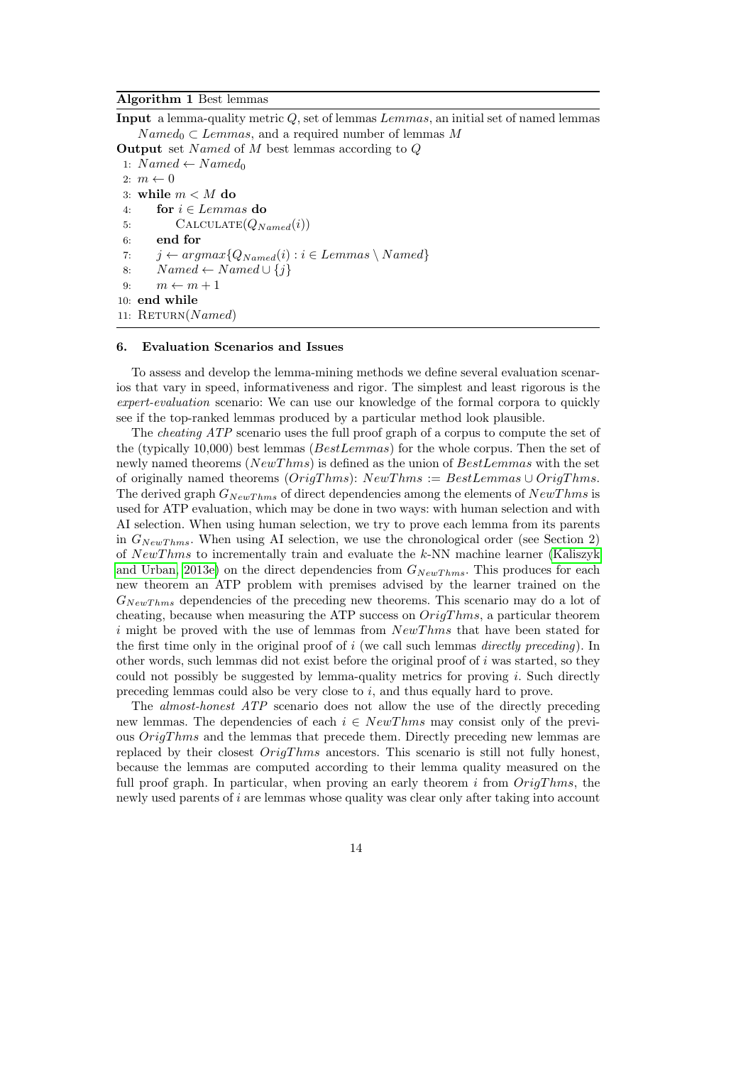**Algorithm 1** Best lemmas

---

**Input** a lemma-quality metric $Q$, set of lemmas $Lemmas$, an initial set of named lemmas $Named_0 \subset Lemmas$, and a required number of lemmas $M$

**Output** set $Named$ of $M$ best lemmas according to $Q$

```
1: Named ← Named_0
2: m ← 0
3: while m < M do
4:     for i ∈ Lemmas do
5:         CALCULATE(Q_Named(i))
6:     end for
7:     j ← argmax{Q_Named(i) : i ∈ Lemmas \ Named}
8:     Named ← Named ∪ {j}
9:     m ← m + 1
10: end while
11: RETURN(Named)
```

---

### 6. Evaluation Scenarios and Issues

To assess and develop the lemma-mining methods we define several evaluation scenarios that vary in speed, informativeness and rigor. The simplest and least rigorous is the *expert-evaluation* scenario: We can use our knowledge of the formal corpora to quickly see if the top-ranked lemmas produced by a particular method look plausible.

The *cheating ATP* scenario uses the full proof graph of a corpus to compute the set of the (typically 10,000) best lemmas ($BestLemmas$) for the whole corpus. Then the set of newly named theorems ($NewThms$) is defined as the union of $BestLemmas$ with the set of originally named theorems ($OrigThms$): $NewThms := BestLemmas \cup OrigThms$. The derived graph $G_{NewThms}$ of direct dependencies among the elements of $NewThms$ is used for ATP evaluation, which may be done in two ways: with human selection and with AI selection. When using human selection, we try to prove each lemma from its parents in $G_{NewThms}$. When using AI selection, we use the chronological order (see Section 2) of $NewThms$ to incrementally train and evaluate the $k$-NN machine learner (Kaliszyk and Urban, 2013e) on the direct dependencies from $G_{NewThms}$. This produces for each new theorem an ATP problem with premises advised by the learner trained on the $G_{NewThms}$ dependencies of the preceding new theorems. This scenario may do a lot of cheating, because when measuring the ATP success on $OrigThms$, a particular theorem $i$ might be proved with the use of lemmas from $NewThms$ that have been stated for the first time only in the original proof of $i$ (we call such lemmas *directly preceding*). In other words, such lemmas did not exist before the original proof of $i$ was started, so they could not possibly be suggested by lemma-quality metrics for proving $i$. Such directly preceding lemmas could also be very close to $i$, and thus equally hard to prove.

The *almost-honest ATP* scenario does not allow the use of the directly preceding new lemmas. The dependencies of each $i \in NewThms$ may consist only of the previous $OrigThms$ and the lemmas that precede them. Directly preceding new lemmas are replaced by their closest $OrigThms$ ancestors. This scenario is still not fully honest, because the lemmas are computed according to their lemma quality measured on the full proof graph. In particular, when proving an early theorem $i$ from $OrigThms$, the newly used parents of $i$ are lemmas whose quality was clear only after taking into account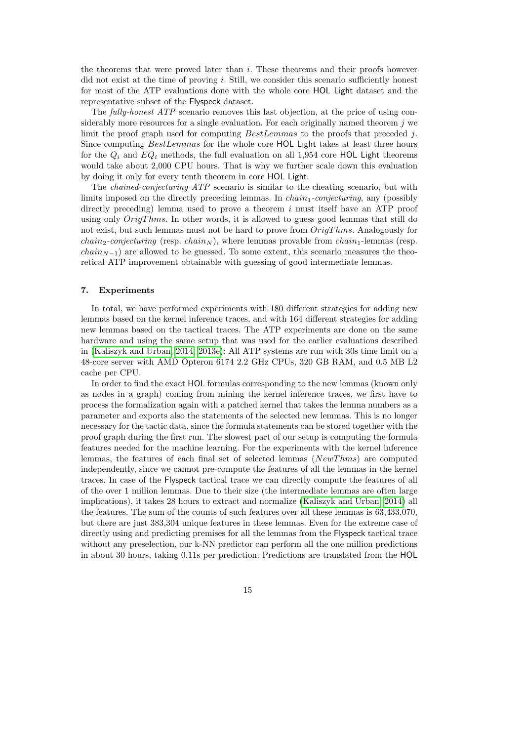the theorems that were proved later than $i$. These theorems and their proofs however did not exist at the time of proving $i$. Still, we consider this scenario sufficiently honest for most of the ATP evaluations done with the whole core HOL Light dataset and the representative subset of the Flyspeck dataset.

The *fully-honest ATP* scenario removes this last objection, at the price of using considerably more resources for a single evaluation. For each originally named theorem $j$ we limit the proof graph used for computing $BestLemmas$ to the proofs that preceded $j$. Since computing $BestLemmas$ for the whole core HOL Light takes at least three hours for the $Q_i$ and $EQ_i$ methods, the full evaluation on all 1,954 core HOL Light theorems would take about 2,000 CPU hours. That is why we further scale down this evaluation by doing it only for every tenth theorem in core HOL Light.

The *chained-conjecturing ATP* scenario is similar to the cheating scenario, but with limits imposed on the directly preceding lemmas. In $chain_1$*-conjecturing*, any (possibly directly preceding) lemma used to prove a theorem $i$ must itself have an ATP proof using only $OrigThms$. In other words, it is allowed to guess good lemmas that still do not exist, but such lemmas must not be hard to prove from $OrigThms$. Analogously for $chain_2$*-conjecturing* (resp. $chain_N$), where lemmas provable from $chain_1$-lemmas (resp. $chain_{N-1}$) are allowed to be guessed. To some extent, this scenario measures the theoretical ATP improvement obtainable with guessing of good intermediate lemmas.

## 7. Experiments

In total, we have performed experiments with 180 different strategies for adding new lemmas based on the kernel inference traces, and with 164 different strategies for adding new lemmas based on the tactical traces. The ATP experiments are done on the same hardware and using the same setup that was used for the earlier evaluations described in (Kaliszyk and Urban, 2014, 2013e): All ATP systems are run with 30s time limit on a 48-core server with AMD Opteron 6174 2.2 GHz CPUs, 320 GB RAM, and 0.5 MB L2 cache per CPU.

In order to find the exact HOL formulas corresponding to the new lemmas (known only as nodes in a graph) coming from mining the kernel inference traces, we first have to process the formalization again with a patched kernel that takes the lemma numbers as a parameter and exports also the statements of the selected new lemmas. This is no longer necessary for the tactic data, since the formula statements can be stored together with the proof graph during the first run. The slowest part of our setup is computing the formula features needed for the machine learning. For the experiments with the kernel inference lemmas, the features of each final set of selected lemmas ($NewThms$) are computed independently, since we cannot pre-compute the features of all the lemmas in the kernel traces. In case of the Flyspeck tactical trace we can directly compute the features of all of the over 1 million lemmas. Due to their size (the intermediate lemmas are often large implications), it takes 28 hours to extract and normalize (Kaliszyk and Urban, 2014) all the features. The sum of the counts of such features over all these lemmas is 63,433,070, but there are just 383,304 unique features in these lemmas. Even for the extreme case of directly using and predicting premises for all the lemmas from the Flyspeck tactical trace without any preselection, our k-NN predictor can perform all the one million predictions in about 30 hours, taking 0.11s per prediction. Predictions are translated from the HOL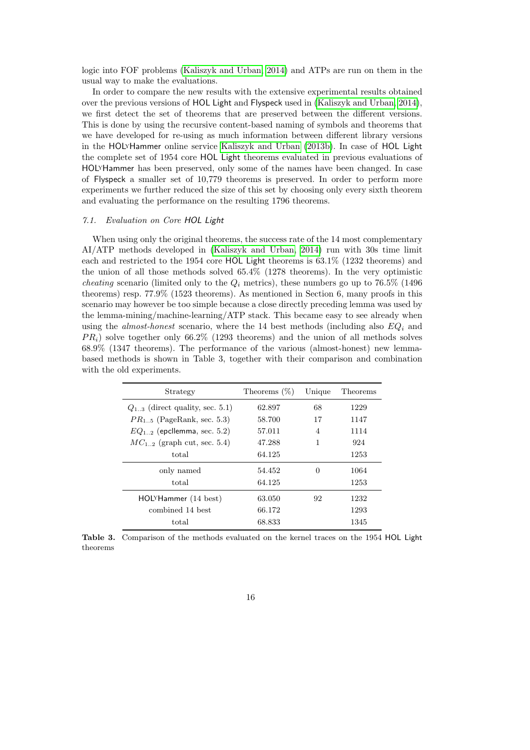logic into FOF problems (Kaliszyk and Urban, 2014) and ATPs are run on them in the usual way to make the evaluations.

In order to compare the new results with the extensive experimental results obtained over the previous versions of HOL Light and Flyspeck used in (Kaliszyk and Urban, 2014), we first detect the set of theorems that are preserved between the different versions. This is done by using the recursive content-based naming of symbols and theorems that we have developed for re-using as much information between different library versions in the HOLyHammer online service Kaliszyk and Urban (2013b). In case of HOL Light the complete set of 1954 core HOL Light theorems evaluated in previous evaluations of HOLyHammer has been preserved, only some of the names have been changed. In case of Flyspeck a smaller set of 10,779 theorems is preserved. In order to perform more experiments we further reduced the size of this set by choosing only every sixth theorem and evaluating the performance on the resulting 1796 theorems.

### 7.1. Evaluation on Core HOL Light

When using only the original theorems, the success rate of the 14 most complementary AI/ATP methods developed in (Kaliszyk and Urban, 2014) run with 30s time limit each and restricted to the 1954 core HOL Light theorems is 63.1% (1232 theorems) and the union of all those methods solved 65.4% (1278 theorems). In the very optimistic *cheating* scenario (limited only to the $Q_i$ metrics), these numbers go up to 76.5% (1496 theorems) resp. 77.9% (1523 theorems). As mentioned in Section 6, many proofs in this scenario may however be too simple because a close directly preceding lemma was used by the lemma-mining/machine-learning/ATP stack. This became easy to see already when using the *almost-honest* scenario, where the 14 best methods (including also $EQ_i$ and $PR_i$) solve together only 66.2% (1293 theorems) and the union of all methods solves 68.9% (1347 theorems). The performance of the various (almost-honest) new lemma-based methods is shown in Table 3, together with their comparison and combination with the old experiments.

| Strategy | Theorems (%) | Unique | Theorems |
|---|---|---|---|
| $Q_{1..3}$ (direct quality, sec. 5.1) | 62.897 | 68 | 1229 |
| $PR_{1..5}$ (PageRank, sec. 5.3) | 58.700 | 17 | 1147 |
| $EQ_{1..2}$ (epcllemma, sec. 5.2) | 57.011 | 4 | 1114 |
| $MC_{1..2}$ (graph cut, sec. 5.4) | 47.288 | 1 | 924 |
| total | 64.125 | | 1253 |
| only named | 54.452 | 0 | 1064 |
| total | 64.125 | | 1253 |
| HOLyHammer (14 best) | 63.050 | 92 | 1232 |
| combined 14 best | 66.172 | | 1293 |
| total | 68.833 | | 1345 |

**Table 3.** Comparison of the methods evaluated on the kernel traces on the 1954 HOL Light theorems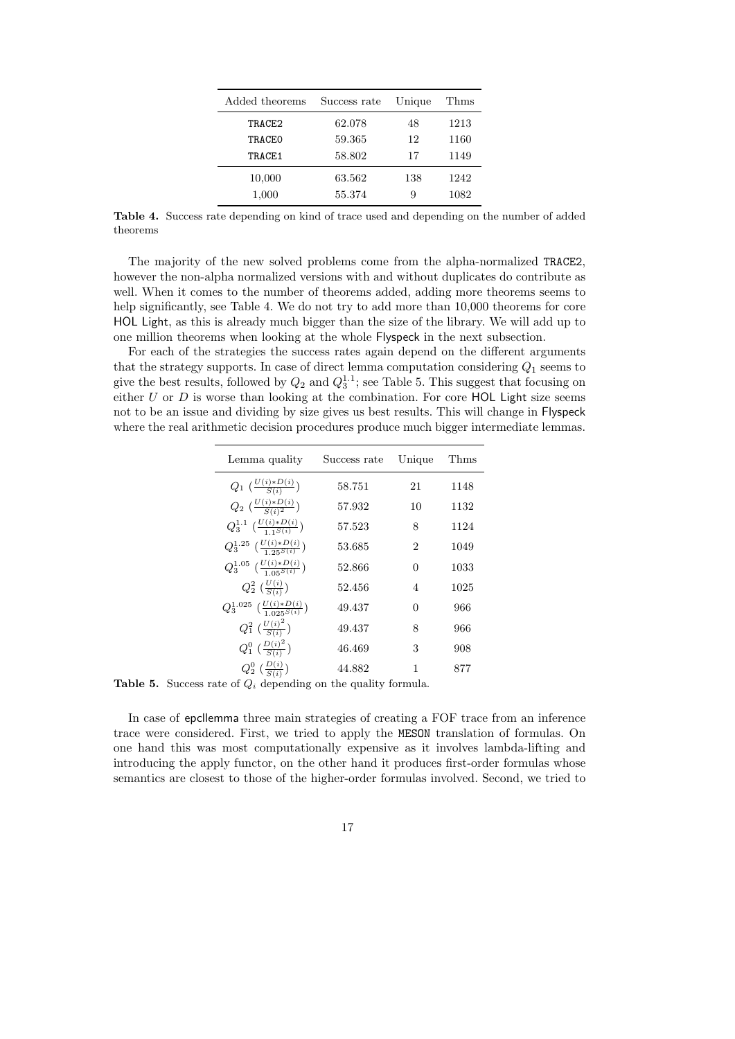| Added theorems | Success rate | Unique | Thms |
|---|---|---|---|
| TRACE2 | 62.078 | 48 | 1213 |
| TRACE0 | 59.365 | 12 | 1160 |
| TRACE1 | 58.802 | 17 | 1149 |
| 10,000 | 63.562 | 138 | 1242 |
| 1,000 | 55.374 | 9 | 1082 |

**Table 4.** Success rate depending on kind of trace used and depending on the number of added theorems

The majority of the new solved problems come from the alpha-normalized TRACE2, however the non-alpha normalized versions with and without duplicates do contribute as well. When it comes to the number of theorems added, adding more theorems seems to help significantly, see Table 4. We do not try to add more than 10,000 theorems for core HOL Light, as this is already much bigger than the size of the library. We will add up to one million theorems when looking at the whole Flyspeck in the next subsection.

For each of the strategies the success rates again depend on the different arguments that the strategy supports. In case of direct lemma computation considering $Q_1$ seems to give the best results, followed by $Q_2$ and $Q_3^{1.1}$; see Table 5. This suggest that focusing on either $U$ or $D$ is worse than looking at the combination. For core HOL Light size seems not to be an issue and dividing by size gives us best results. This will change in Flyspeck where the real arithmetic decision procedures produce much bigger intermediate lemmas.

| Lemma quality | Success rate | Unique | Thms |
|---|---|---|---|
| $Q_1$ $(\frac{U(i)*D(i)}{S(i)})$ | 58.751 | 21 | 1148 |
| $Q_2$ $(\frac{U(i)*D(i)}{S(i)^2})$ | 57.932 | 10 | 1132 |
| $Q_3^{1.1}$ $(\frac{U(i)*D(i)}{1.1^{S(i)}})$ | 57.523 | 8 | 1124 |
| $Q_3^{1.25}$ $(\frac{U(i)*D(i)}{1.25^{S(i)}})$ | 53.685 | 2 | 1049 |
| $Q_3^{1.05}$ $(\frac{U(i)*D(i)}{1.05^{S(i)}})$ | 52.866 | 0 | 1033 |
| $Q_2^2$ $(\frac{U(i)}{S(i)})$ | 52.456 | 4 | 1025 |
| $Q_3^{1.025}$ $(\frac{U(i)*D(i)}{1.025^{S(i)}})$ | 49.437 | 0 | 966 |
| $Q_1^2$ $(\frac{U(i)^2}{S(i)})$ | 49.437 | 8 | 966 |
| $Q_1^0$ $(\frac{D(i)^2}{S(i)})$ | 46.469 | 3 | 908 |
| $Q_2^0$ $(\frac{D(i)}{S(i)})$ | 44.882 | 1 | 877 |

**Table 5.** Success rate of $Q_i$ depending on the quality formula.

In case of epcllemma three main strategies of creating a FOF trace from an inference trace were considered. First, we tried to apply the MESON translation of formulas. On one hand this was most computationally expensive as it involves lambda-lifting and introducing the apply functor, on the other hand it produces first-order formulas whose semantics are closest to those of the higher-order formulas involved. Second, we tried to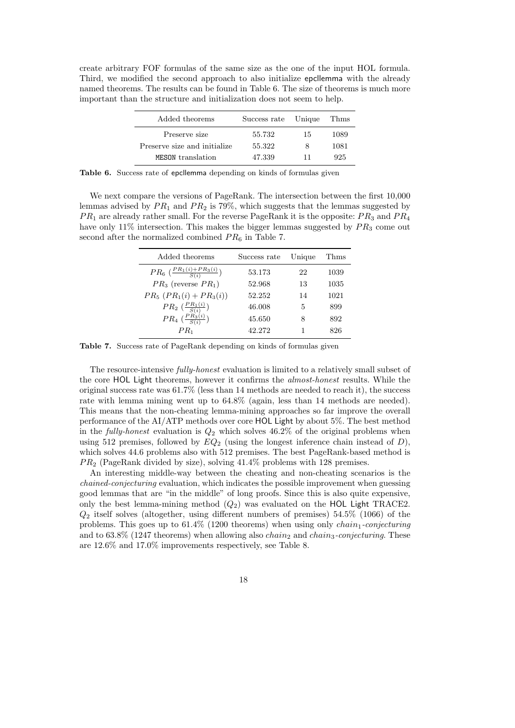create arbitrary FOF formulas of the same size as the one of the input HOL formula. Third, we modified the second approach to also initialize epcllemma with the already named theorems. The results can be found in Table 6. The size of theorems is much more important than the structure and initialization does not seem to help.

| Added theorems | Success rate | Unique | Thms |
|---|---|---|---|
| Preserve size | 55.732 | 15 | 1089 |
| Preserve size and initialize | 55.322 | 8 | 1081 |
| `MESON` translation | 47.339 | 11 | 925 |

**Table 6.** Success rate of epcllemma depending on kinds of formulas given

We next compare the versions of PageRank. The intersection between the first 10,000 lemmas advised by $PR_1$ and $PR_2$ is 79%, which suggests that the lemmas suggested by $PR_1$ are already rather small. For the reverse PageRank it is the opposite: $PR_3$ and $PR_4$ have only 11% intersection. This makes the bigger lemmas suggested by $PR_3$ come out second after the normalized combined $PR_6$ in Table 7.

| Added theorems | Success rate | Unique | Thms |
|---|---|---|---|
| $PR_6$ ($\frac{PR_1(i)+PR_3(i)}{S(i)}$) | 53.173 | 22 | 1039 |
| $PR_3$ (reverse $PR_1$) | 52.968 | 13 | 1035 |
| $PR_5$ ($PR_1(i) + PR_3(i)$) | 52.252 | 14 | 1021 |
| $PR_2$ ($\frac{PR_1(i)}{S(i)}$) | 46.008 | 5 | 899 |
| $PR_4$ ($\frac{PR_3(i)}{S(i)}$) | 45.650 | 8 | 892 |
| $PR_1$ | 42.272 | 1 | 826 |

**Table 7.** Success rate of PageRank depending on kinds of formulas given

The resource-intensive *fully-honest* evaluation is limited to a relatively small subset of the core HOL Light theorems, however it confirms the *almost-honest* results. While the original success rate was 61.7% (less than 14 methods are needed to reach it), the success rate with lemma mining went up to 64.8% (again, less than 14 methods are needed). This means that the non-cheating lemma-mining approaches so far improve the overall performance of the AI/ATP methods over core HOL Light by about 5%. The best method in the *fully-honest* evaluation is $Q_2$ which solves 46.2% of the original problems when using 512 premises, followed by $EQ_2$ (using the longest inference chain instead of $D$), which solves 44.6 problems also with 512 premises. The best PageRank-based method is $PR_2$ (PageRank divided by size), solving 41.4% problems with 128 premises.

An interesting middle-way between the cheating and non-cheating scenarios is the *chained-conjecturing* evaluation, which indicates the possible improvement when guessing good lemmas that are "in the middle" of long proofs. Since this is also quite expensive, only the best lemma-mining method ($Q_2$) was evaluated on the HOL Light TRACE2. $Q_2$ itself solves (altogether, using different numbers of premises) 54.5% (1066) of the problems. This goes up to 61.4% (1200 theorems) when using only $chain_1$-*conjecturing* and to 63.8% (1247 theorems) when allowing also $chain_2$ and $chain_3$-*conjecturing*. These are 12.6% and 17.0% improvements respectively, see Table 8.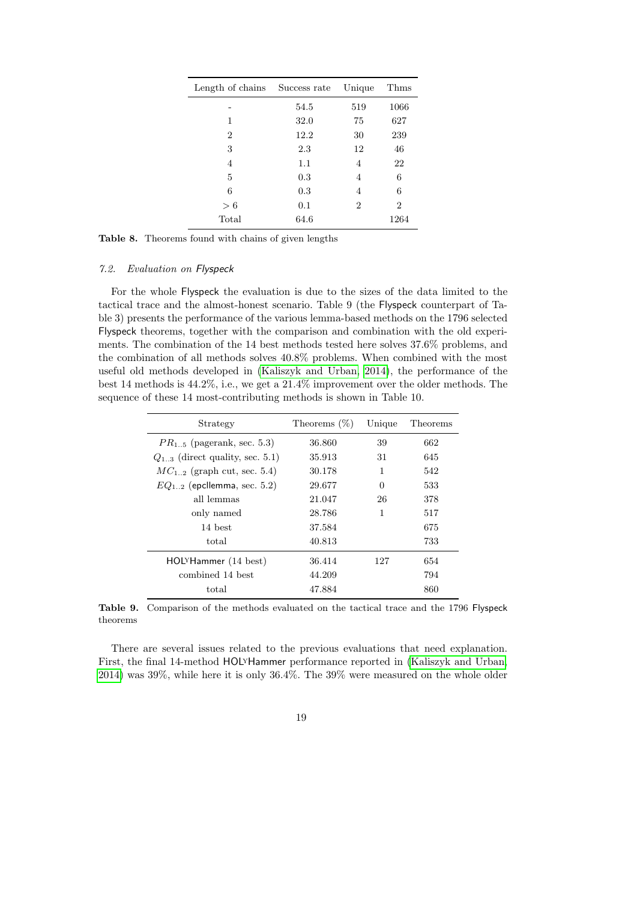| Length of chains | Success rate | Unique | Thms |
|---|---|---|---|
| - | 54.5 | 519 | 1066 |
| 1 | 32.0 | 75 | 627 |
| 2 | 12.2 | 30 | 239 |
| 3 | 2.3 | 12 | 46 |
| 4 | 1.1 | 4 | 22 |
| 5 | 0.3 | 4 | 6 |
| 6 | 0.3 | 4 | 6 |
| $> 6$ | 0.1 | 2 | 2 |
| Total | 64.6 | | 1264 |

**Table 8.** Theorems found with chains of given lengths

### 7.2. *Evaluation on Flyspeck*

For the whole Flyspeck the evaluation is due to the sizes of the data limited to the tactical trace and the almost-honest scenario. Table 9 (the Flyspeck counterpart of Table 3) presents the performance of the various lemma-based methods on the 1796 selected Flyspeck theorems, together with the comparison and combination with the old experiments. The combination of the 14 best methods tested here solves 37.6% problems, and the combination of all methods solves 40.8% problems. When combined with the most useful old methods developed in (Kaliszyk and Urban, 2014), the performance of the best 14 methods is 44.2%, i.e., we get a 21.4% improvement over the older methods. The sequence of these 14 most-contributing methods is shown in Table 10.

| Strategy | Theorems (%) | Unique | Theorems |
|---|---|---|---|
| $PR_{1..5}$ (pagerank, sec. 5.3) | 36.860 | 39 | 662 |
| $Q_{1..3}$ (direct quality, sec. 5.1) | 35.913 | 31 | 645 |
| $MC_{1..2}$ (graph cut, sec. 5.4) | 30.178 | 1 | 542 |
| $EQ_{1..2}$ (epcllemma, sec. 5.2) | 29.677 | 0 | 533 |
| all lemmas | 21.047 | 26 | 378 |
| only named | 28.786 | 1 | 517 |
| 14 best | 37.584 | | 675 |
| total | 40.813 | | 733 |
| HOLyHammer (14 best) | 36.414 | 127 | 654 |
| combined 14 best | 44.209 | | 794 |
| total | 47.884 | | 860 |

**Table 9.** Comparison of the methods evaluated on the tactical trace and the 1796 Flyspeck theorems

There are several issues related to the previous evaluations that need explanation. First, the final 14-method HOLyHammer performance reported in (Kaliszyk and Urban, 2014) was 39%, while here it is only 36.4%. The 39% were measured on the whole older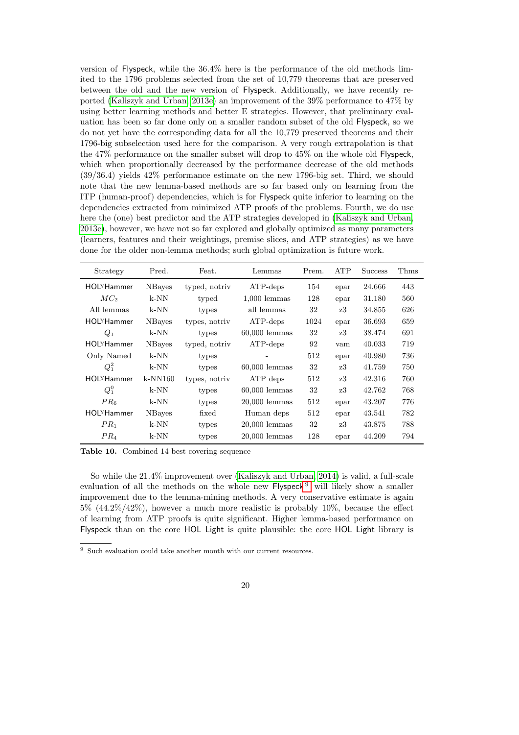version of Flyspeck, while the 36.4% here is the performance of the old methods limited to the 1796 problems selected from the set of 10,779 theorems that are preserved between the old and the new version of Flyspeck. Additionally, we have recently reported (Kaliszyk and Urban, 2013e) an improvement of the 39% performance to 47% by using better learning methods and better E strategies. However, that preliminary evaluation has been so far done only on a smaller random subset of the old Flyspeck, so we do not yet have the corresponding data for all the 10,779 preserved theorems and their 1796-big subselection used here for the comparison. A very rough extrapolation is that the 47% performance on the smaller subset will drop to 45% on the whole old Flyspeck, which when proportionally decreased by the performance decrease of the old methods (39/36.4) yields 42% performance estimate on the new 1796-big set. Third, we should note that the new lemma-based methods are so far based only on learning from the ITP (human-proof) dependencies, which is for Flyspeck quite inferior to learning on the dependencies extracted from minimized ATP proofs of the problems. Fourth, we do use here the (one) best predictor and the ATP strategies developed in (Kaliszyk and Urban, 2013e), however, we have not so far explored and globally optimized as many parameters (learners, features and their weightings, premise slices, and ATP strategies) as we have done for the older non-lemma methods; such global optimization is future work.

| Strategy | Pred. | Feat. | Lemmas | Prem. | ATP | Success | Thms |
|---|---|---|---|---|---|---|---|
| HOLyHammer | NBayes | typed, notriv | ATP-deps | 154 | epar | 24.666 | 443 |
| $MC_2$ | k-NN | typed | 1,000 lemmas | 128 | epar | 31.180 | 560 |
| All lemmas | k-NN | types | all lemmas | 32 | z3 | 34.855 | 626 |
| HOLyHammer | NBayes | types, notriv | ATP-deps | 1024 | epar | 36.693 | 659 |
| $Q_1$ | k-NN | types | 60,000 lemmas | 32 | z3 | 38.474 | 691 |
| HOLyHammer | NBayes | typed, notriv | ATP-deps | 92 | vam | 40.033 | 719 |
| Only Named | k-NN | types | - | 512 | epar | 40.980 | 736 |
| $Q_1^2$ | k-NN | types | 60,000 lemmas | 32 | z3 | 41.759 | 750 |
| HOLyHammer | k-NN160 | types, notriv | ATP deps | 512 | z3 | 42.316 | 760 |
| $Q_1^0$ | k-NN | types | 60,000 lemmas | 32 | z3 | 42.762 | 768 |
| $PR_6$ | k-NN | types | 20,000 lemmas | 512 | epar | 43.207 | 776 |
| HOLyHammer | NBayes | fixed | Human deps | 512 | epar | 43.541 | 782 |
| $PR_1$ | k-NN | types | 20,000 lemmas | 32 | z3 | 43.875 | 788 |
| $PR_4$ | k-NN | types | 20,000 lemmas | 128 | epar | 44.209 | 794 |

**Table 10.** Combined 14 best covering sequence

So while the 21.4% improvement over (Kaliszyk and Urban, 2014) is valid, a full-scale evaluation of all the methods on the whole new Flyspeck[9] will likely show a smaller improvement due to the lemma-mining methods. A very conservative estimate is again 5% (44.2%/42%), however a much more realistic is probably 10%, because the effect of learning from ATP proofs is quite significant. Higher lemma-based performance on Flyspeck than on the core HOL Light is quite plausible: the core HOL Light library is

[9] Such evaluation could take another month with our current resources.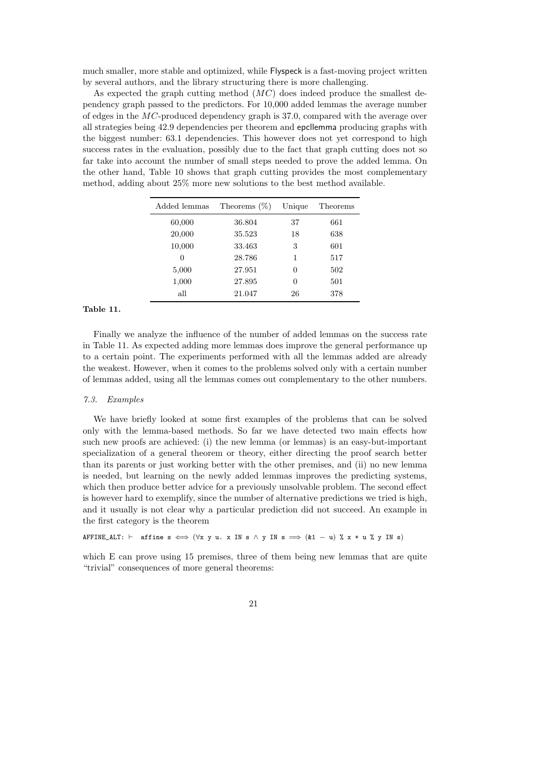much smaller, more stable and optimized, while Flyspeck is a fast-moving project written by several authors, and the library structuring there is more challenging.

As expected the graph cutting method ($MC$) does indeed produce the smallest dependency graph passed to the predictors. For 10,000 added lemmas the average number of edges in the $MC$-produced dependency graph is 37.0, compared with the average over all strategies being 42.9 dependencies per theorem and epcllemma producing graphs with the biggest number: 63.1 dependencies. This however does not yet correspond to high success rates in the evaluation, possibly due to the fact that graph cutting does not so far take into account the number of small steps needed to prove the added lemma. On the other hand, Table 10 shows that graph cutting provides the most complementary method, adding about 25% more new solutions to the best method available.

| Added lemmas | Theorems (%) | Unique | Theorems |
|---|---|---|---|
| 60,000 | 36.804 | 37 | 661 |
| 20,000 | 35.523 | 18 | 638 |
| 10,000 | 33.463 | 3 | 601 |
| 0 | 28.786 | 1 | 517 |
| 5,000 | 27.951 | 0 | 502 |
| 1,000 | 27.895 | 0 | 501 |
| all | 21.047 | 26 | 378 |

**Table 11.**

Finally we analyze the influence of the number of added lemmas on the success rate in Table 11. As expected adding more lemmas does improve the general performance up to a certain point. The experiments performed with all the lemmas added are already the weakest. However, when it comes to the problems solved only with a certain number of lemmas added, using all the lemmas comes out complementary to the other numbers.

### *7.3. Examples*

We have briefly looked at some first examples of the problems that can be solved only with the lemma-based methods. So far we have detected two main effects how such new proofs are achieved: (i) the new lemma (or lemmas) is an easy-but-important specialization of a general theorem or theory, either directing the proof search better than its parents or just working better with the other premises, and (ii) no new lemma is needed, but learning on the newly added lemmas improves the predicting systems, which then produce better advice for a previously unsolvable problem. The second effect is however hard to exemplify, since the number of alternative predictions we tried is high, and it usually is not clear why a particular prediction did not succeed. An example in the first category is the theorem

```
AFFINE_ALT: ⊢ affine s ⟺ (∀x y u. x IN s ∧ y IN s ⟹ (&1 − u) % x + u % y IN s)
```

which E can prove using 15 premises, three of them being new lemmas that are quite "trivial" consequences of more general theorems: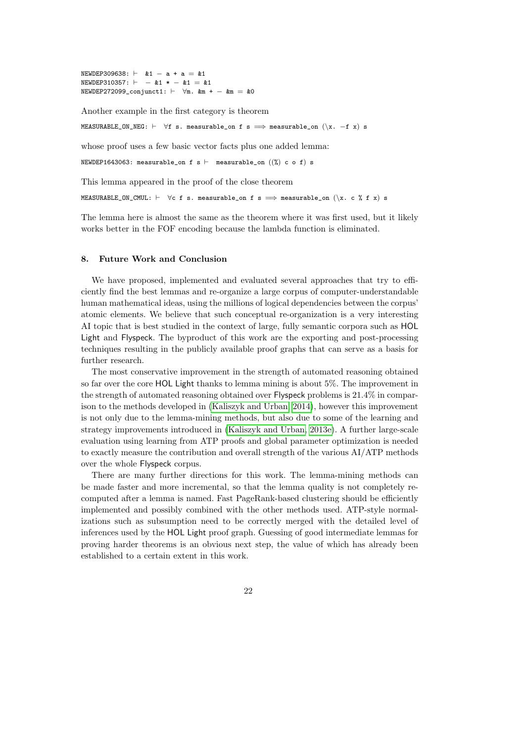```
NEWDEP309638: ⊢  &1 - a + a = &1
NEWDEP310357: ⊢  - &1 * - &1 = &1
NEWDEP272099_conjunct1: ⊢  ∀m. &m + - &m = &0
```

Another example in the first category is theorem

```
MEASURABLE_ON_NEG: ⊢  ∀f s. measurable_on f s ⟹ measurable_on (\x. -f x) s
```

whose proof uses a few basic vector facts plus one added lemma:

```
NEWDEP1643063: measurable_on f s ⊢  measurable_on ((%) c o f) s
```

This lemma appeared in the proof of the close theorem

```
MEASURABLE_ON_CMUL: ⊢  ∀c f s. measurable_on f s ⟹ measurable_on (\x. c % f x) s
```

The lemma here is almost the same as the theorem where it was first used, but it likely works better in the FOF encoding because the lambda function is eliminated.

## 8. Future Work and Conclusion

We have proposed, implemented and evaluated several approaches that try to efficiently find the best lemmas and re-organize a large corpus of computer-understandable human mathematical ideas, using the millions of logical dependencies between the corpus' atomic elements. We believe that such conceptual re-organization is a very interesting AI topic that is best studied in the context of large, fully semantic corpora such as HOL Light and Flyspeck. The byproduct of this work are the exporting and post-processing techniques resulting in the publicly available proof graphs that can serve as a basis for further research.

The most conservative improvement in the strength of automated reasoning obtained so far over the core HOL Light thanks to lemma mining is about 5%. The improvement in the strength of automated reasoning obtained over Flyspeck problems is 21.4% in comparison to the methods developed in (Kaliszyk and Urban, 2014), however this improvement is not only due to the lemma-mining methods, but also due to some of the learning and strategy improvements introduced in (Kaliszyk and Urban, 2013e). A further large-scale evaluation using learning from ATP proofs and global parameter optimization is needed to exactly measure the contribution and overall strength of the various AI/ATP methods over the whole Flyspeck corpus.

There are many further directions for this work. The lemma-mining methods can be made faster and more incremental, so that the lemma quality is not completely recomputed after a lemma is named. Fast PageRank-based clustering should be efficiently implemented and possibly combined with the other methods used. ATP-style normalizations such as subsumption need to be correctly merged with the detailed level of inferences used by the HOL Light proof graph. Guessing of good intermediate lemmas for proving harder theorems is an obvious next step, the value of which has already been established to a certain extent in this work.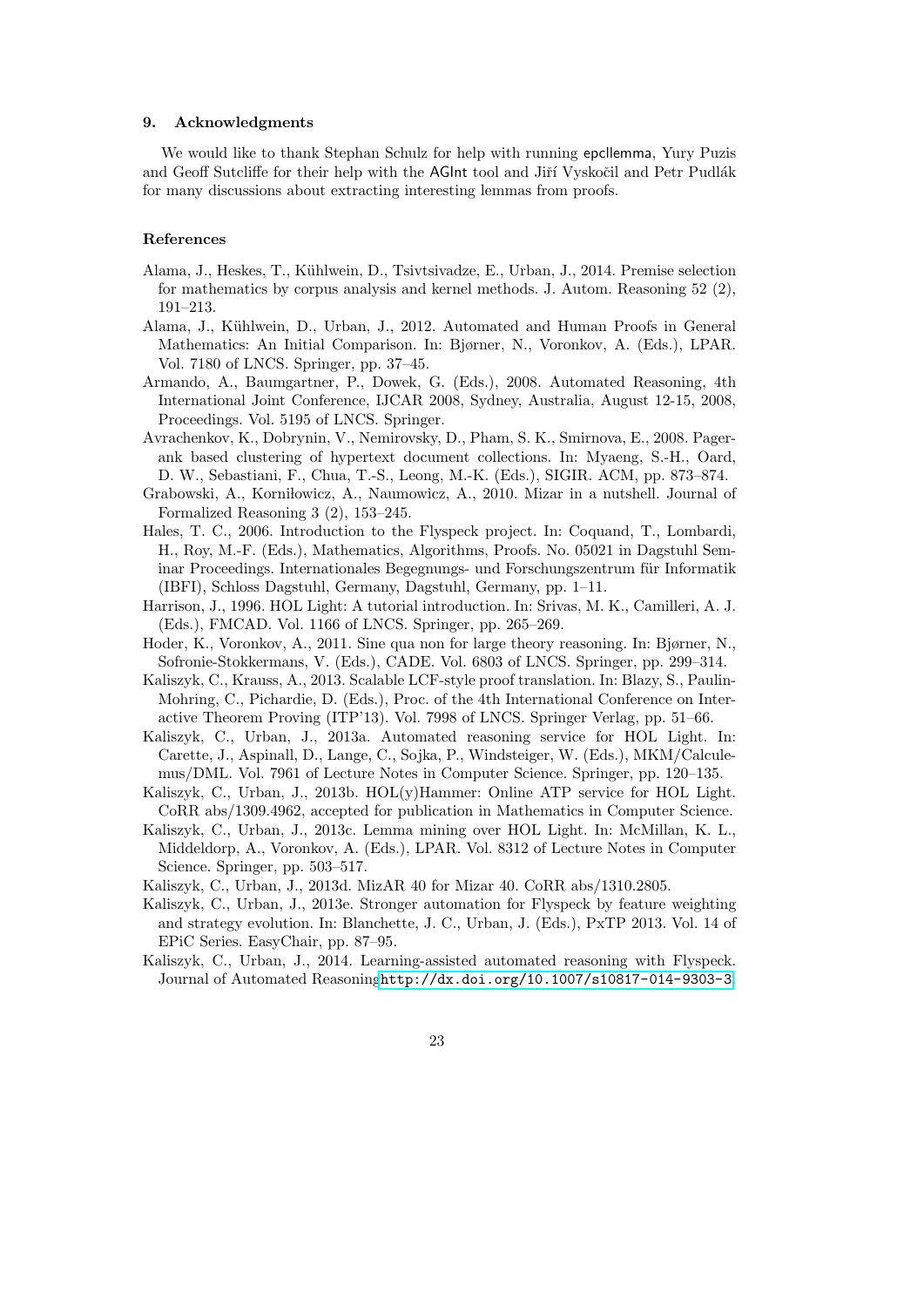## 9. Acknowledgments

We would like to thank Stephan Schulz for help with running epcllemma, Yury Puzis and Geoff Sutcliffe for their help with the AGInt tool and Jiří Vyskočil and Petr Pudlák for many discussions about extracting interesting lemmas from proofs.

## References

Alama, J., Heskes, T., Kühlwein, D., Tsivtsivadze, E., Urban, J., 2014. Premise selection for mathematics by corpus analysis and kernel methods. J. Autom. Reasoning 52 (2), 191–213.

Alama, J., Kühlwein, D., Urban, J., 2012. Automated and Human Proofs in General Mathematics: An Initial Comparison. In: Bjørner, N., Voronkov, A. (Eds.), LPAR. Vol. 7180 of LNCS. Springer, pp. 37–45.

Armando, A., Baumgartner, P., Dowek, G. (Eds.), 2008. Automated Reasoning, 4th International Joint Conference, IJCAR 2008, Sydney, Australia, August 12-15, 2008, Proceedings. Vol. 5195 of LNCS. Springer.

Avrachenkov, K., Dobrynin, V., Nemirovsky, D., Pham, S. K., Smirnova, E., 2008. Pagerank based clustering of hypertext document collections. In: Myaeng, S.-H., Oard, D. W., Sebastiani, F., Chua, T.-S., Leong, M.-K. (Eds.), SIGIR. ACM, pp. 873–874.

Grabowski, A., Korniłowicz, A., Naumowicz, A., 2010. Mizar in a nutshell. Journal of Formalized Reasoning 3 (2), 153–245.

Hales, T. C., 2006. Introduction to the Flyspeck project. In: Coquand, T., Lombardi, H., Roy, M.-F. (Eds.), Mathematics, Algorithms, Proofs. No. 05021 in Dagstuhl Seminar Proceedings. Internationales Begegnungs- und Forschungszentrum für Informatik (IBFI), Schloss Dagstuhl, Germany, Dagstuhl, Germany, pp. 1–11.

Harrison, J., 1996. HOL Light: A tutorial introduction. In: Srivas, M. K., Camilleri, A. J. (Eds.), FMCAD. Vol. 1166 of LNCS. Springer, pp. 265–269.

Hoder, K., Voronkov, A., 2011. Sine qua non for large theory reasoning. In: Bjørner, N., Sofronie-Stokkermans, V. (Eds.), CADE. Vol. 6803 of LNCS. Springer, pp. 299–314.

Kaliszyk, C., Krauss, A., 2013. Scalable LCF-style proof translation. In: Blazy, S., Paulin-Mohring, C., Pichardie, D. (Eds.), Proc. of the 4th International Conference on Interactive Theorem Proving (ITP'13). Vol. 7998 of LNCS. Springer Verlag, pp. 51–66.

Kaliszyk, C., Urban, J., 2013a. Automated reasoning service for HOL Light. In: Carette, J., Aspinall, D., Lange, C., Sojka, P., Windsteiger, W. (Eds.), MKM/Calculemus/DML. Vol. 7961 of Lecture Notes in Computer Science. Springer, pp. 120–135.

Kaliszyk, C., Urban, J., 2013b. HOL(y)Hammer: Online ATP service for HOL Light. CoRR abs/1309.4962, accepted for publication in Mathematics in Computer Science.

Kaliszyk, C., Urban, J., 2013c. Lemma mining over HOL Light. In: McMillan, K. L., Middeldorp, A., Voronkov, A. (Eds.), LPAR. Vol. 8312 of Lecture Notes in Computer Science. Springer, pp. 503–517.

Kaliszyk, C., Urban, J., 2013d. MizAR 40 for Mizar 40. CoRR abs/1310.2805.

Kaliszyk, C., Urban, J., 2013e. Stronger automation for Flyspeck by feature weighting and strategy evolution. In: Blanchette, J. C., Urban, J. (Eds.), PxTP 2013. Vol. 14 of EPiC Series. EasyChair, pp. 87–95.

Kaliszyk, C., Urban, J., 2014. Learning-assisted automated reasoning with Flyspeck. Journal of Automated Reasoning http://dx.doi.org/10.1007/s10817-014-9303-3.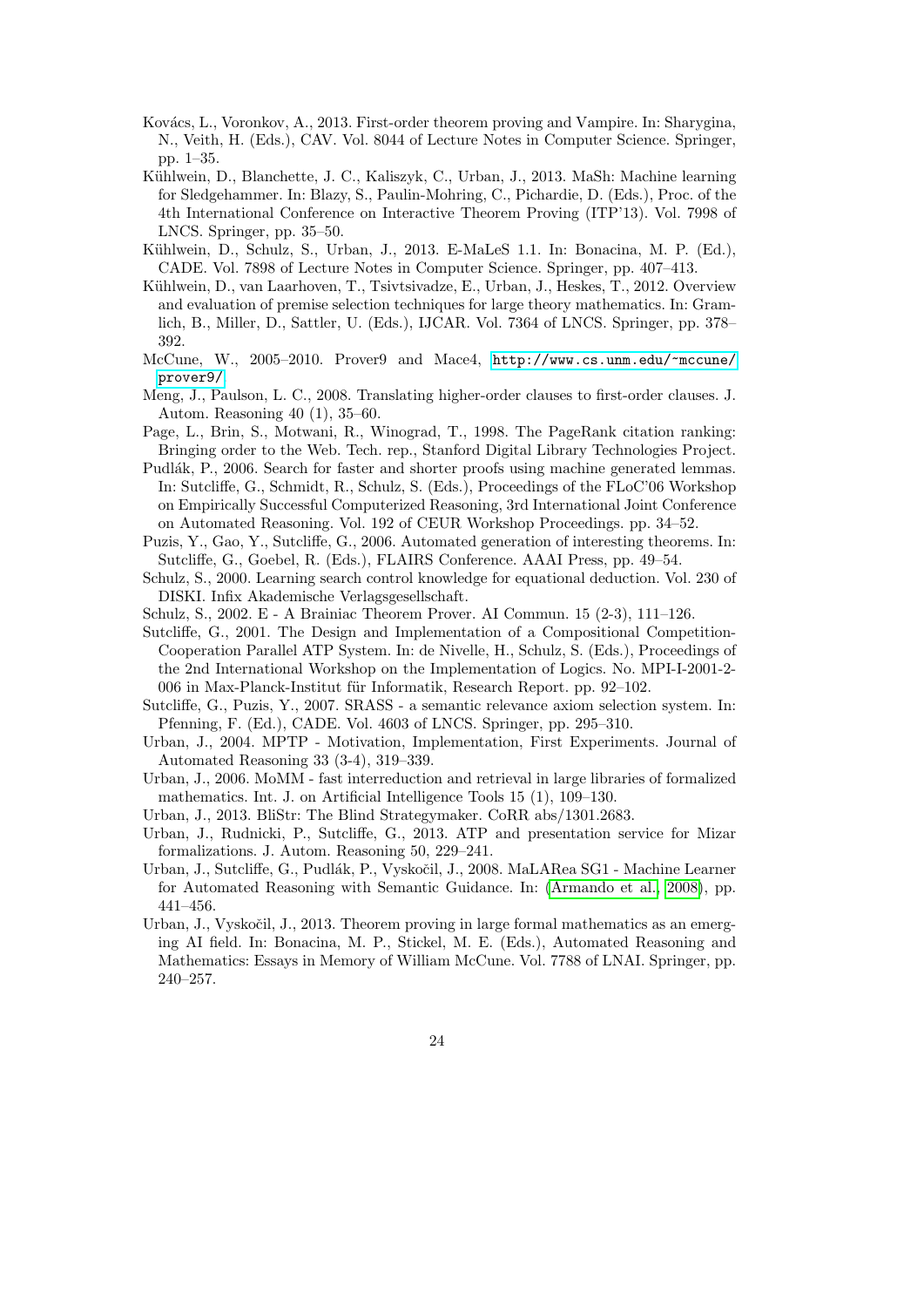Kovács, L., Voronkov, A., 2013. First-order theorem proving and Vampire. In: Sharygina, N., Veith, H. (Eds.), CAV. Vol. 8044 of Lecture Notes in Computer Science. Springer, pp. 1–35.

Kühlwein, D., Blanchette, J. C., Kaliszyk, C., Urban, J., 2013. MaSh: Machine learning for Sledgehammer. In: Blazy, S., Paulin-Mohring, C., Pichardie, D. (Eds.), Proc. of the 4th International Conference on Interactive Theorem Proving (ITP'13). Vol. 7998 of LNCS. Springer, pp. 35–50.

Kühlwein, D., Schulz, S., Urban, J., 2013. E-MaLeS 1.1. In: Bonacina, M. P. (Ed.), CADE. Vol. 7898 of Lecture Notes in Computer Science. Springer, pp. 407–413.

Kühlwein, D., van Laarhoven, T., Tsivtsivadze, E., Urban, J., Heskes, T., 2012. Overview and evaluation of premise selection techniques for large theory mathematics. In: Gramlich, B., Miller, D., Sattler, U. (Eds.), IJCAR. Vol. 7364 of LNCS. Springer, pp. 378–392.

McCune, W., 2005–2010. Prover9 and Mace4, http://www.cs.unm.edu/~mccune/prover9/

Meng, J., Paulson, L. C., 2008. Translating higher-order clauses to first-order clauses. J. Autom. Reasoning 40 (1), 35–60.

Page, L., Brin, S., Motwani, R., Winograd, T., 1998. The PageRank citation ranking: Bringing order to the Web. Tech. rep., Stanford Digital Library Technologies Project.

Pudlák, P., 2006. Search for faster and shorter proofs using machine generated lemmas. In: Sutcliffe, G., Schmidt, R., Schulz, S. (Eds.), Proceedings of the FLoC'06 Workshop on Empirically Successful Computerized Reasoning, 3rd International Joint Conference on Automated Reasoning. Vol. 192 of CEUR Workshop Proceedings. pp. 34–52.

Puzis, Y., Gao, Y., Sutcliffe, G., 2006. Automated generation of interesting theorems. In: Sutcliffe, G., Goebel, R. (Eds.), FLAIRS Conference. AAAI Press, pp. 49–54.

Schulz, S., 2000. Learning search control knowledge for equational deduction. Vol. 230 of DISKI. Infix Akademische Verlagsgesellschaft.

Schulz, S., 2002. E - A Brainiac Theorem Prover. AI Commun. 15 (2-3), 111–126.

Sutcliffe, G., 2001. The Design and Implementation of a Compositional Competition-Cooperation Parallel ATP System. In: de Nivelle, H., Schulz, S. (Eds.), Proceedings of the 2nd International Workshop on the Implementation of Logics. No. MPI-I-2001-2-006 in Max-Planck-Institut für Informatik, Research Report. pp. 92–102.

Sutcliffe, G., Puzis, Y., 2007. SRASS - a semantic relevance axiom selection system. In: Pfenning, F. (Ed.), CADE. Vol. 4603 of LNCS. Springer, pp. 295–310.

Urban, J., 2004. MPTP - Motivation, Implementation, First Experiments. Journal of Automated Reasoning 33 (3-4), 319–339.

Urban, J., 2006. MoMM - fast interreduction and retrieval in large libraries of formalized mathematics. Int. J. on Artificial Intelligence Tools 15 (1), 109–130.

Urban, J., 2013. BliStr: The Blind Strategymaker. CoRR abs/1301.2683.

Urban, J., Rudnicki, P., Sutcliffe, G., 2013. ATP and presentation service for Mizar formalizations. J. Autom. Reasoning 50, 229–241.

Urban, J., Sutcliffe, G., Pudlák, P., Vyskočil, J., 2008. MaLARea SG1 - Machine Learner for Automated Reasoning with Semantic Guidance. In: (Armando et al., 2008), pp. 441–456.

Urban, J., Vyskočil, J., 2013. Theorem proving in large formal mathematics as an emerging AI field. In: Bonacina, M. P., Stickel, M. E. (Eds.), Automated Reasoning and Mathematics: Essays in Memory of William McCune. Vol. 7788 of LNAI. Springer, pp. 240–257.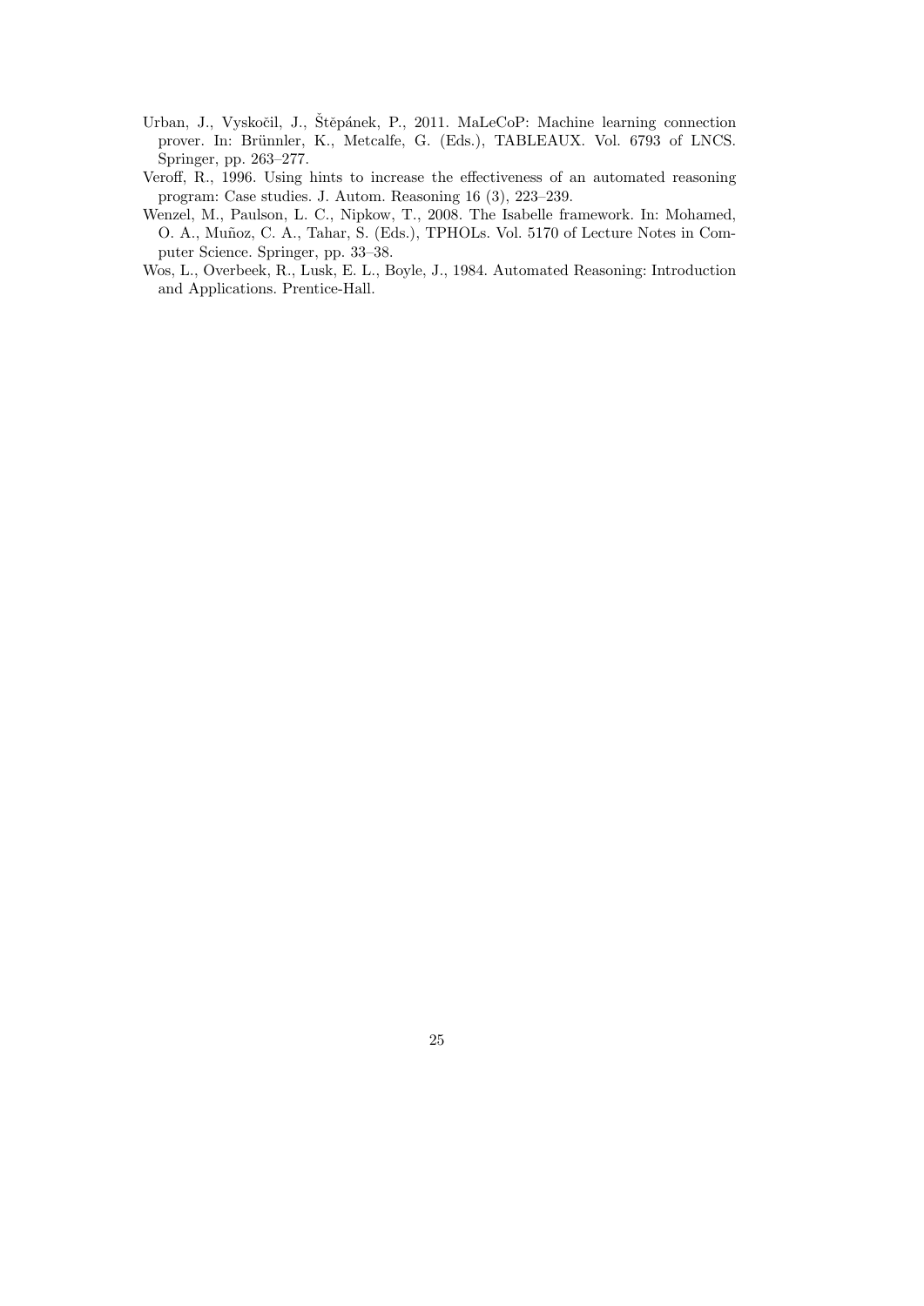Urban, J., Vyskočil, J., Štěpánek, P., 2011. MaLeCoP: Machine learning connection prover. In: Brünnler, K., Metcalfe, G. (Eds.), TABLEAUX. Vol. 6793 of LNCS. Springer, pp. 263–277.

Veroff, R., 1996. Using hints to increase the effectiveness of an automated reasoning program: Case studies. J. Autom. Reasoning 16 (3), 223–239.

Wenzel, M., Paulson, L. C., Nipkow, T., 2008. The Isabelle framework. In: Mohamed, O. A., Muñoz, C. A., Tahar, S. (Eds.), TPHOLs. Vol. 5170 of Lecture Notes in Computer Science. Springer, pp. 33–38.

Wos, L., Overbeek, R., Lusk, E. L., Boyle, J., 1984. Automated Reasoning: Introduction and Applications. Prentice-Hall.